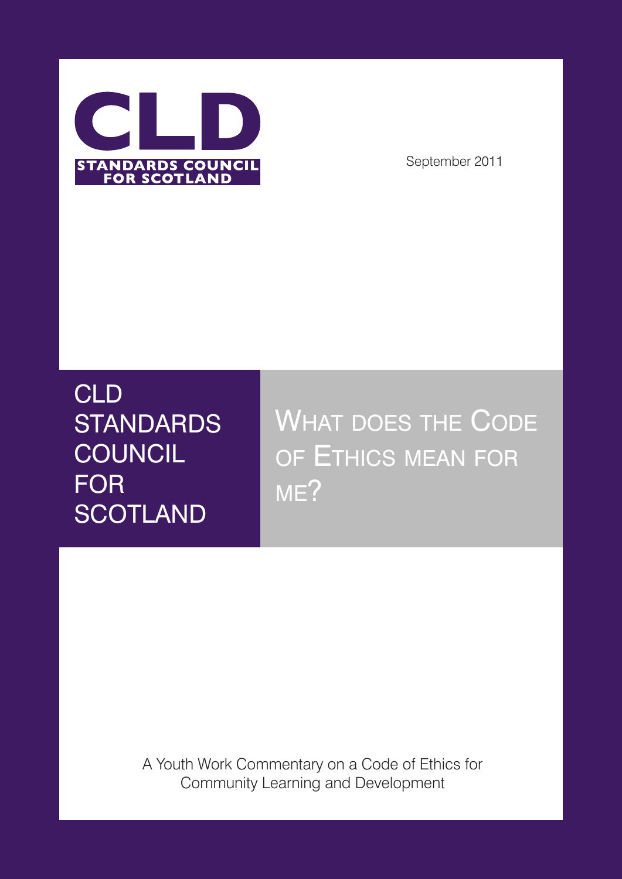CLD STANDARDS COUNCIL FOR SCOTLAND

September 2011

CLD STANDARDS COUNCIL FOR SCOTLAND

# What does the Code of Ethics mean for me?

A Youth Work Commentary on a Code of Ethics for Community Learning and Development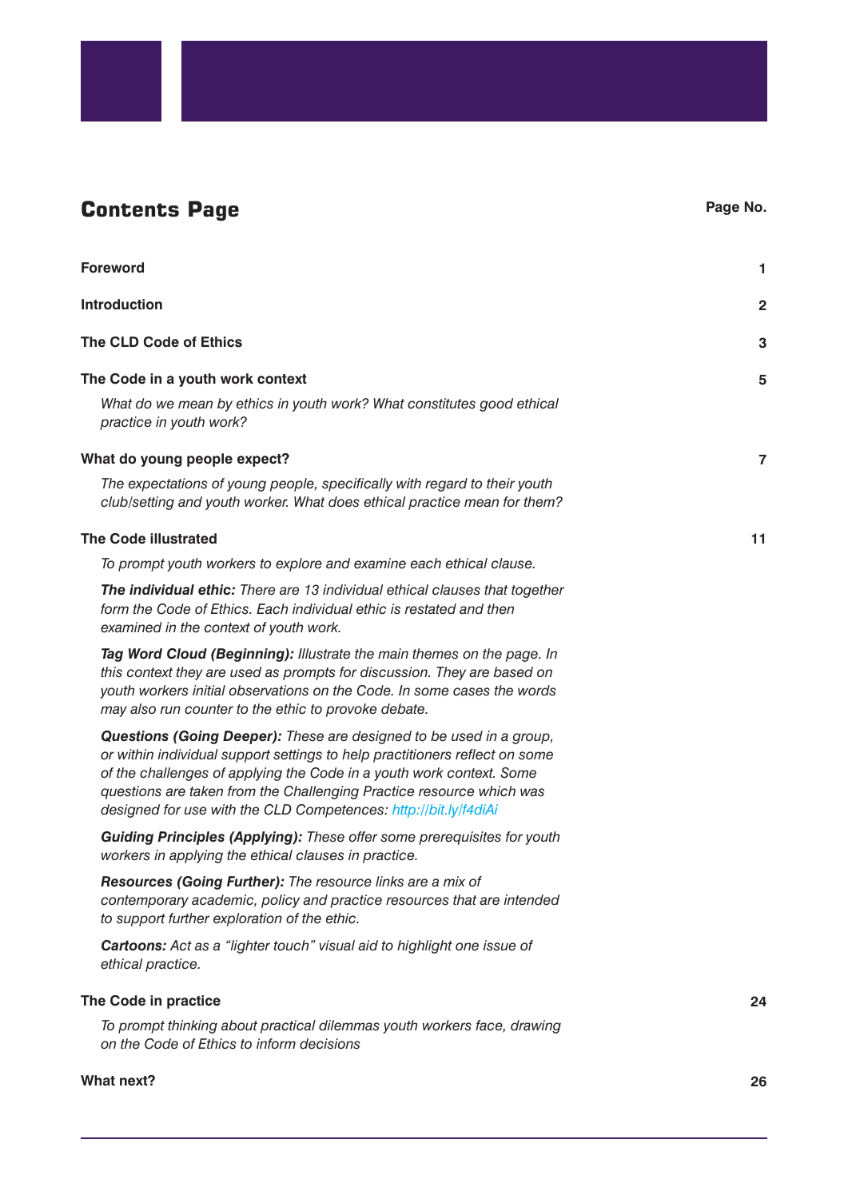# Contents Page

| | Page No. |
|---|---|
| **Foreword** | **1** |
| **Introduction** | **2** |
| **The CLD Code of Ethics** | **3** |
| **The Code in a youth work context** | **5** |
| **What do young people expect?** | **7** |
| **The Code illustrated** | **11** |
| **The Code in practice** | **24** |
| **What next?** | **26** |

**Foreword** — 1

**Introduction** — 2

**The CLD Code of Ethics** — 3

**The Code in a youth work context** — 5

*What do we mean by ethics in youth work? What constitutes good ethical practice in youth work?*

**What do young people expect?** — 7

*The expectations of young people, specifically with regard to their youth club/setting and youth worker. What does ethical practice mean for them?*

**The Code illustrated** — 11

*To prompt youth workers to explore and examine each ethical clause.*

***The individual ethic:*** *There are 13 individual ethical clauses that together form the Code of Ethics. Each individual ethic is restated and then examined in the context of youth work.*

***Tag Word Cloud (Beginning):*** *Illustrate the main themes on the page. In this context they are used as prompts for discussion. They are based on youth workers initial observations on the Code. In some cases the words may also run counter to the ethic to provoke debate.*

***Questions (Going Deeper):*** *These are designed to be used in a group, or within individual support settings to help practitioners reflect on some of the challenges of applying the Code in a youth work context. Some questions are taken from the Challenging Practice resource which was designed for use with the CLD Competences: http://bit.ly/f4diAi*

***Guiding Principles (Applying):*** *These offer some prerequisites for youth workers in applying the ethical clauses in practice.*

***Resources (Going Further):*** *The resource links are a mix of contemporary academic, policy and practice resources that are intended to support further exploration of the ethic.*

***Cartoons:*** *Act as a "lighter touch" visual aid to highlight one issue of ethical practice.*

**The Code in practice** — 24

*To prompt thinking about practical dilemmas youth workers face, drawing on the Code of Ethics to inform decisions*

**What next?** — 26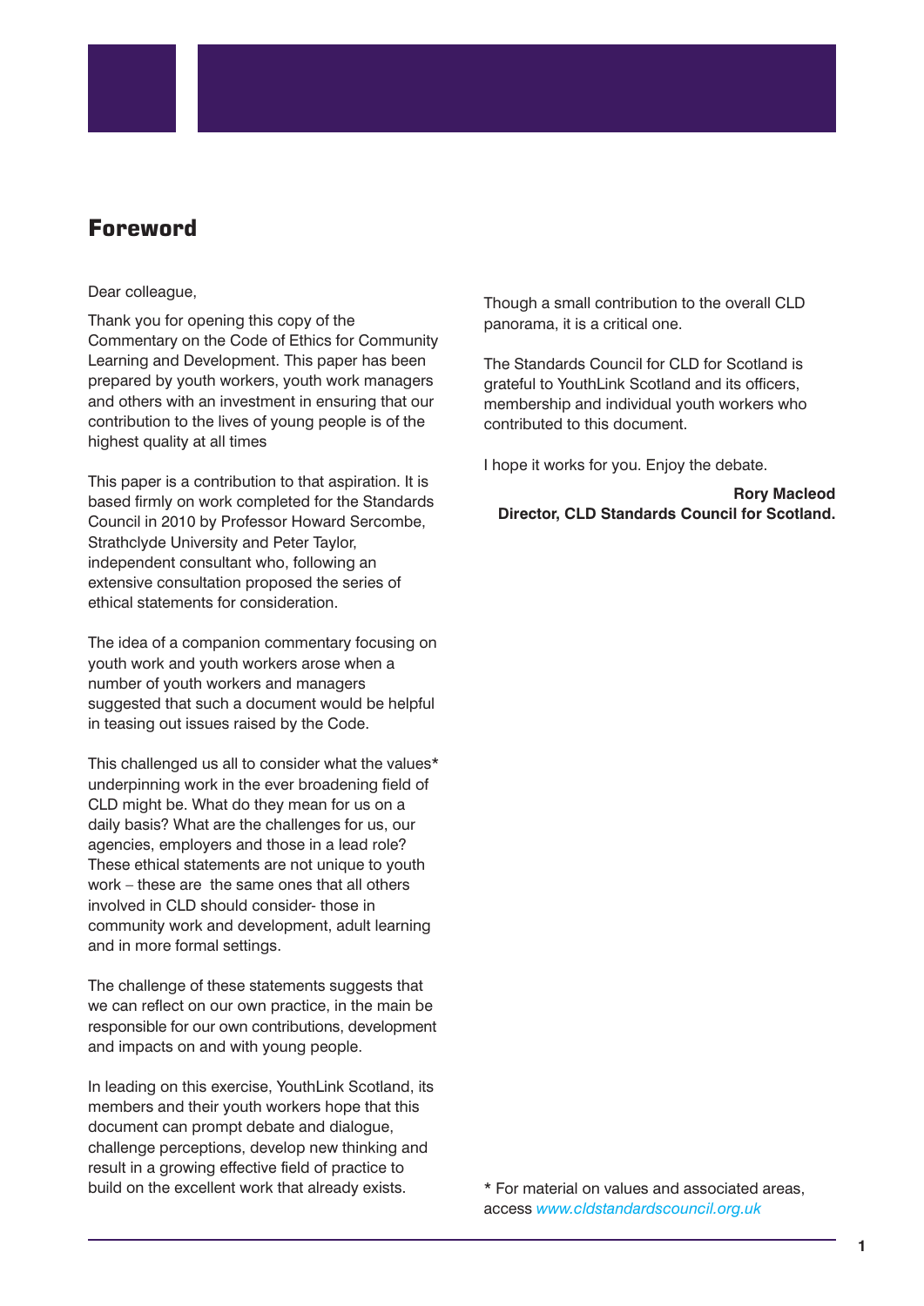## Foreword

Dear colleague,

Thank you for opening this copy of the Commentary on the Code of Ethics for Community Learning and Development. This paper has been prepared by youth workers, youth work managers and others with an investment in ensuring that our contribution to the lives of young people is of the highest quality at all times

This paper is a contribution to that aspiration. It is based firmly on work completed for the Standards Council in 2010 by Professor Howard Sercombe, Strathclyde University and Peter Taylor, independent consultant who, following an extensive consultation proposed the series of ethical statements for consideration.

The idea of a companion commentary focusing on youth work and youth workers arose when a number of youth workers and managers suggested that such a document would be helpful in teasing out issues raised by the Code.

This challenged us all to consider what the values* underpinning work in the ever broadening field of CLD might be. What do they mean for us on a daily basis? What are the challenges for us, our agencies, employers and those in a lead role? These ethical statements are not unique to youth work – these are the same ones that all others involved in CLD should consider- those in community work and development, adult learning and in more formal settings.

The challenge of these statements suggests that we can reflect on our own practice, in the main be responsible for our own contributions, development and impacts on and with young people.

In leading on this exercise, YouthLink Scotland, its members and their youth workers hope that this document can prompt debate and dialogue, challenge perceptions, develop new thinking and result in a growing effective field of practice to build on the excellent work that already exists.

Though a small contribution to the overall CLD panorama, it is a critical one.

The Standards Council for CLD for Scotland is grateful to YouthLink Scotland and its officers, membership and individual youth workers who contributed to this document.

I hope it works for you. Enjoy the debate.

**Rory Macleod**
**Director, CLD Standards Council for Scotland.**

* For material on values and associated areas, access *www.cldstandardscouncil.org.uk*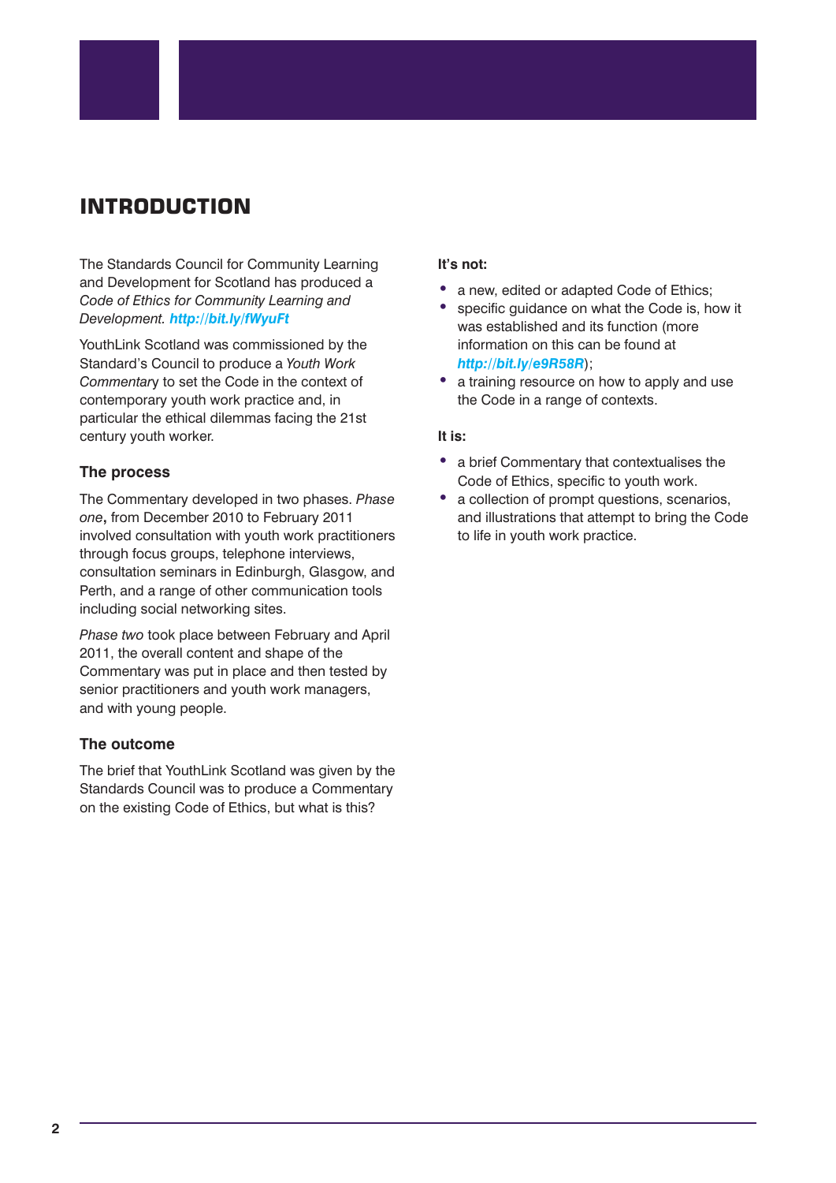# INTRODUCTION

The Standards Council for Community Learning and Development for Scotland has produced a *Code of Ethics for Community Learning and Development.* ***http://bit.ly/fWyuFt***

YouthLink Scotland was commissioned by the Standard's Council to produce a *Youth Work Commentary* to set the Code in the context of contemporary youth work practice and, in particular the ethical dilemmas facing the 21st century youth worker.

### The process

The Commentary developed in two phases. *Phase one***,** from December 2010 to February 2011 involved consultation with youth work practitioners through focus groups, telephone interviews, consultation seminars in Edinburgh, Glasgow, and Perth, and a range of other communication tools including social networking sites.

*Phase two* took place between February and April 2011, the overall content and shape of the Commentary was put in place and then tested by senior practitioners and youth work managers, and with young people.

### The outcome

The brief that YouthLink Scotland was given by the Standards Council was to produce a Commentary on the existing Code of Ethics, but what is this?

**It's not:**

- a new, edited or adapted Code of Ethics;
- specific guidance on what the Code is, how it was established and its function (more information on this can be found at ***http://bit.ly/e9R58R***);
- a training resource on how to apply and use the Code in a range of contexts.

**It is:**

- a brief Commentary that contextualises the Code of Ethics, specific to youth work.
- a collection of prompt questions, scenarios, and illustrations that attempt to bring the Code to life in youth work practice.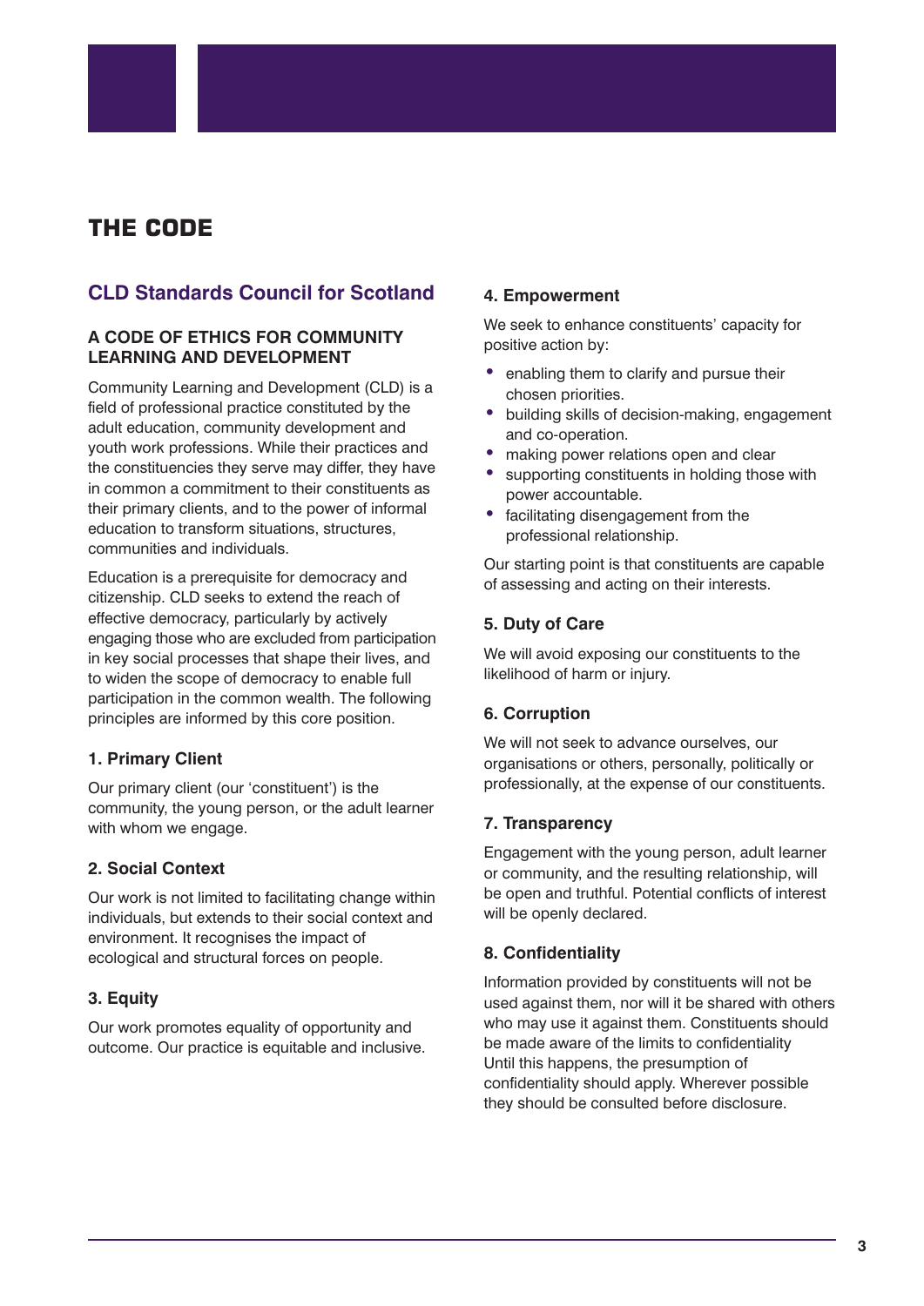# THE CODE

## CLD Standards Council for Scotland

### A CODE OF ETHICS FOR COMMUNITY LEARNING AND DEVELOPMENT

Community Learning and Development (CLD) is a field of professional practice constituted by the adult education, community development and youth work professions. While their practices and the constituencies they serve may differ, they have in common a commitment to their constituents as their primary clients, and to the power of informal education to transform situations, structures, communities and individuals.

Education is a prerequisite for democracy and citizenship. CLD seeks to extend the reach of effective democracy, particularly by actively engaging those who are excluded from participation in key social processes that shape their lives, and to widen the scope of democracy to enable full participation in the common wealth. The following principles are informed by this core position.

#### 1. Primary Client

Our primary client (our 'constituent') is the community, the young person, or the adult learner with whom we engage.

#### 2. Social Context

Our work is not limited to facilitating change within individuals, but extends to their social context and environment. It recognises the impact of ecological and structural forces on people.

#### 3. Equity

Our work promotes equality of opportunity and outcome. Our practice is equitable and inclusive.

#### 4. Empowerment

We seek to enhance constituents' capacity for positive action by:

- enabling them to clarify and pursue their chosen priorities.
- building skills of decision-making, engagement and co-operation.
- making power relations open and clear
- supporting constituents in holding those with power accountable.
- facilitating disengagement from the professional relationship.

Our starting point is that constituents are capable of assessing and acting on their interests.

#### 5. Duty of Care

We will avoid exposing our constituents to the likelihood of harm or injury.

#### 6. Corruption

We will not seek to advance ourselves, our organisations or others, personally, politically or professionally, at the expense of our constituents.

#### 7. Transparency

Engagement with the young person, adult learner or community, and the resulting relationship, will be open and truthful. Potential conflicts of interest will be openly declared.

#### 8. Confidentiality

Information provided by constituents will not be used against them, nor will it be shared with others who may use it against them. Constituents should be made aware of the limits to confidentiality Until this happens, the presumption of confidentiality should apply. Wherever possible they should be consulted before disclosure.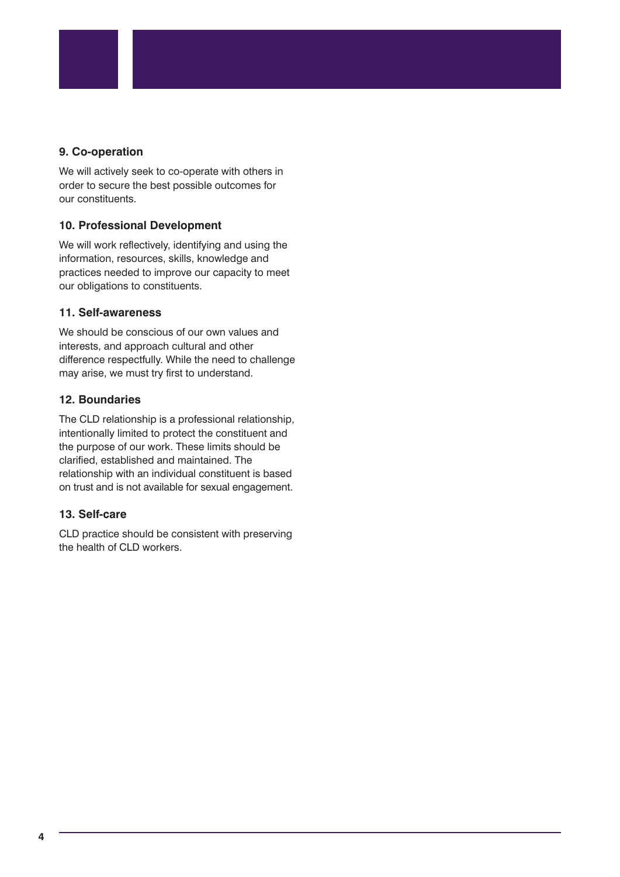### 9. Co-operation

We will actively seek to co-operate with others in order to secure the best possible outcomes for our constituents.

### 10. Professional Development

We will work reflectively, identifying and using the information, resources, skills, knowledge and practices needed to improve our capacity to meet our obligations to constituents.

### 11. Self-awareness

We should be conscious of our own values and interests, and approach cultural and other difference respectfully. While the need to challenge may arise, we must try first to understand.

### 12. Boundaries

The CLD relationship is a professional relationship, intentionally limited to protect the constituent and the purpose of our work. These limits should be clarified, established and maintained. The relationship with an individual constituent is based on trust and is not available for sexual engagement.

### 13. Self-care

CLD practice should be consistent with preserving the health of CLD workers.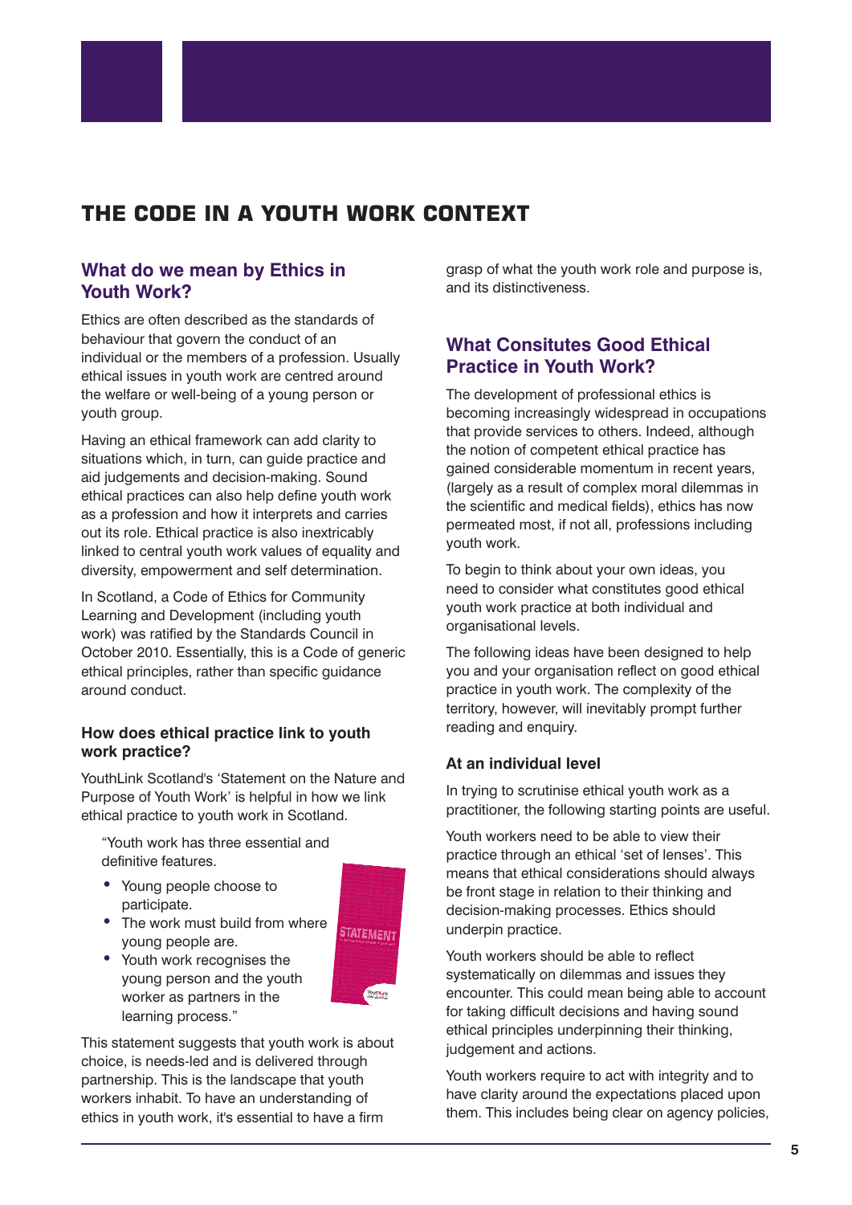# THE CODE IN A YOUTH WORK CONTEXT

## What do we mean by Ethics in Youth Work?

Ethics are often described as the standards of behaviour that govern the conduct of an individual or the members of a profession. Usually ethical issues in youth work are centred around the welfare or well-being of a young person or youth group.

Having an ethical framework can add clarity to situations which, in turn, can guide practice and aid judgements and decision-making. Sound ethical practices can also help define youth work as a profession and how it interprets and carries out its role. Ethical practice is also inextricably linked to central youth work values of equality and diversity, empowerment and self determination.

In Scotland, a Code of Ethics for Community Learning and Development (including youth work) was ratified by the Standards Council in October 2010. Essentially, this is a Code of generic ethical principles, rather than specific guidance around conduct.

### How does ethical practice link to youth work practice?

YouthLink Scotland's 'Statement on the Nature and Purpose of Youth Work' is helpful in how we link ethical practice to youth work in Scotland.

> "Youth work has three essential and definitive features.
>
> - Young people choose to participate.
> - The work must build from where young people are.
> - Youth work recognises the young person and the youth worker as partners in the learning process."

This statement suggests that youth work is about choice, is needs-led and is delivered through partnership. This is the landscape that youth workers inhabit. To have an understanding of ethics in youth work, it's essential to have a firm grasp of what the youth work role and purpose is, and its distinctiveness.

## What Consitutes Good Ethical Practice in Youth Work?

The development of professional ethics is becoming increasingly widespread in occupations that provide services to others. Indeed, although the notion of competent ethical practice has gained considerable momentum in recent years, (largely as a result of complex moral dilemmas in the scientific and medical fields), ethics has now permeated most, if not all, professions including youth work.

To begin to think about your own ideas, you need to consider what constitutes good ethical youth work practice at both individual and organisational levels.

The following ideas have been designed to help you and your organisation reflect on good ethical practice in youth work. The complexity of the territory, however, will inevitably prompt further reading and enquiry.

### At an individual level

In trying to scrutinise ethical youth work as a practitioner, the following starting points are useful.

Youth workers need to be able to view their practice through an ethical 'set of lenses'. This means that ethical considerations should always be front stage in relation to their thinking and decision-making processes. Ethics should underpin practice.

Youth workers should be able to reflect systematically on dilemmas and issues they encounter. This could mean being able to account for taking difficult decisions and having sound ethical principles underpinning their thinking, judgement and actions.

Youth workers require to act with integrity and to have clarity around the expectations placed upon them. This includes being clear on agency policies,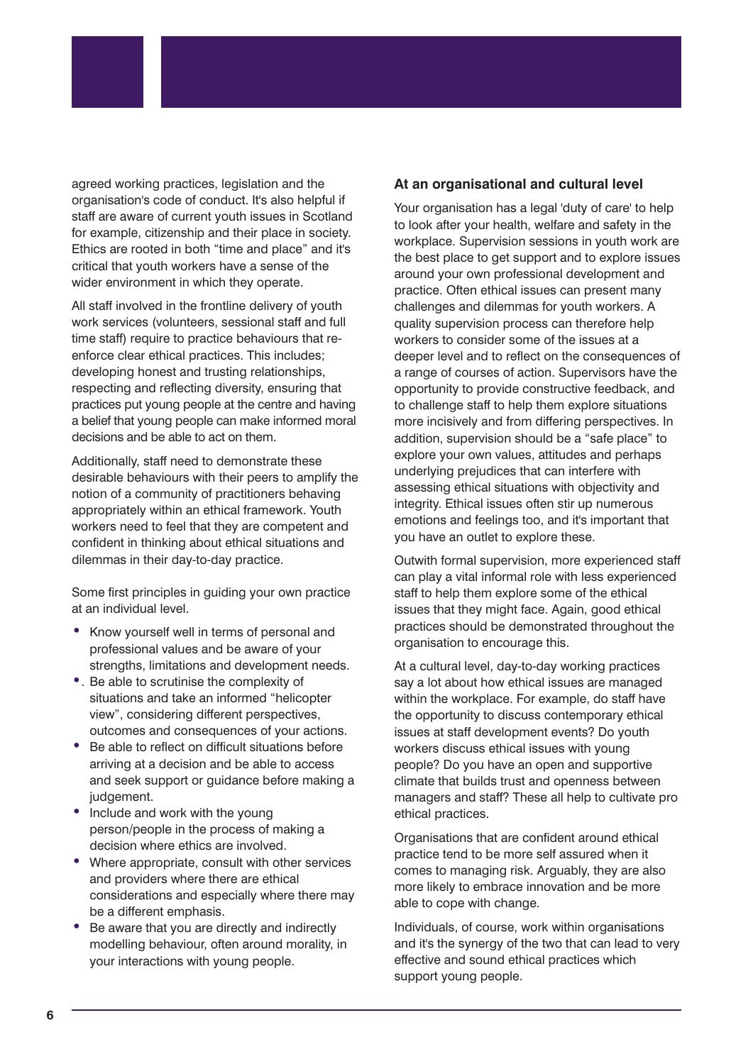agreed working practices, legislation and the organisation's code of conduct. It's also helpful if staff are aware of current youth issues in Scotland for example, citizenship and their place in society. Ethics are rooted in both "time and place" and it's critical that youth workers have a sense of the wider environment in which they operate.

All staff involved in the frontline delivery of youth work services (volunteers, sessional staff and full time staff) require to practice behaviours that re-enforce clear ethical practices. This includes; developing honest and trusting relationships, respecting and reflecting diversity, ensuring that practices put young people at the centre and having a belief that young people can make informed moral decisions and be able to act on them.

Additionally, staff need to demonstrate these desirable behaviours with their peers to amplify the notion of a community of practitioners behaving appropriately within an ethical framework. Youth workers need to feel that they are competent and confident in thinking about ethical situations and dilemmas in their day-to-day practice.

Some first principles in guiding your own practice at an individual level.

- Know yourself well in terms of personal and professional values and be aware of your strengths, limitations and development needs.
- . Be able to scrutinise the complexity of situations and take an informed "helicopter view", considering different perspectives, outcomes and consequences of your actions.
- Be able to reflect on difficult situations before arriving at a decision and be able to access and seek support or guidance before making a judgement.
- Include and work with the young person/people in the process of making a decision where ethics are involved.
- Where appropriate, consult with other services and providers where there are ethical considerations and especially where there may be a different emphasis.
- Be aware that you are directly and indirectly modelling behaviour, often around morality, in your interactions with young people.

### At an organisational and cultural level

Your organisation has a legal 'duty of care' to help to look after your health, welfare and safety in the workplace. Supervision sessions in youth work are the best place to get support and to explore issues around your own professional development and practice. Often ethical issues can present many challenges and dilemmas for youth workers. A quality supervision process can therefore help workers to consider some of the issues at a deeper level and to reflect on the consequences of a range of courses of action. Supervisors have the opportunity to provide constructive feedback, and to challenge staff to help them explore situations more incisively and from differing perspectives. In addition, supervision should be a "safe place" to explore your own values, attitudes and perhaps underlying prejudices that can interfere with assessing ethical situations with objectivity and integrity. Ethical issues often stir up numerous emotions and feelings too, and it's important that you have an outlet to explore these.

Outwith formal supervision, more experienced staff can play a vital informal role with less experienced staff to help them explore some of the ethical issues that they might face. Again, good ethical practices should be demonstrated throughout the organisation to encourage this.

At a cultural level, day-to-day working practices say a lot about how ethical issues are managed within the workplace. For example, do staff have the opportunity to discuss contemporary ethical issues at staff development events? Do youth workers discuss ethical issues with young people? Do you have an open and supportive climate that builds trust and openness between managers and staff? These all help to cultivate pro ethical practices.

Organisations that are confident around ethical practice tend to be more self assured when it comes to managing risk. Arguably, they are also more likely to embrace innovation and be more able to cope with change.

Individuals, of course, work within organisations and it's the synergy of the two that can lead to very effective and sound ethical practices which support young people.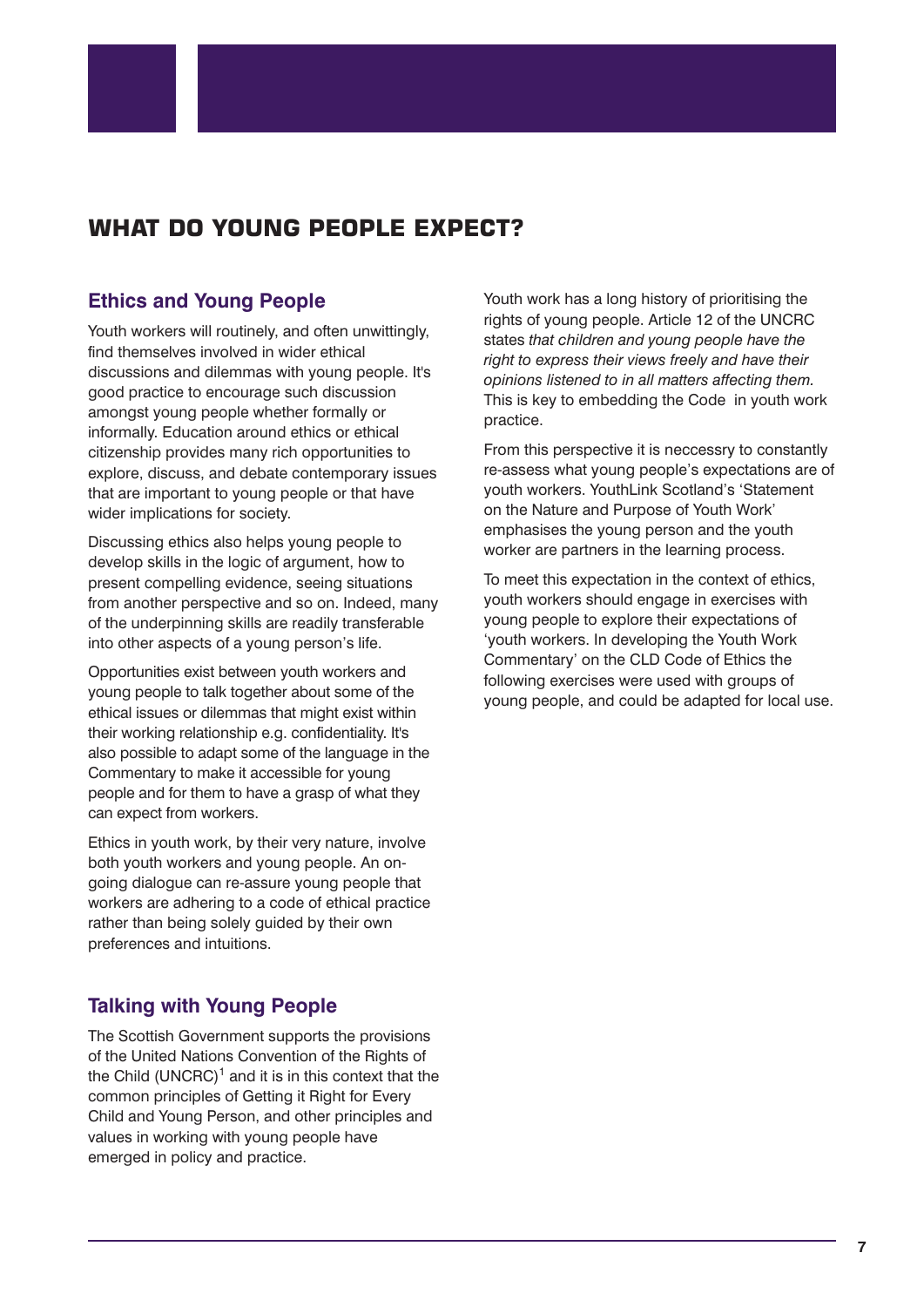# WHAT DO YOUNG PEOPLE EXPECT?

## Ethics and Young People

Youth workers will routinely, and often unwittingly, find themselves involved in wider ethical discussions and dilemmas with young people. It's good practice to encourage such discussion amongst young people whether formally or informally. Education around ethics or ethical citizenship provides many rich opportunities to explore, discuss, and debate contemporary issues that are important to young people or that have wider implications for society.

Discussing ethics also helps young people to develop skills in the logic of argument, how to present compelling evidence, seeing situations from another perspective and so on. Indeed, many of the underpinning skills are readily transferable into other aspects of a young person's life.

Opportunities exist between youth workers and young people to talk together about some of the ethical issues or dilemmas that might exist within their working relationship e.g. confidentiality. It's also possible to adapt some of the language in the Commentary to make it accessible for young people and for them to have a grasp of what they can expect from workers.

Ethics in youth work, by their very nature, involve both youth workers and young people. An on-going dialogue can re-assure young people that workers are adhering to a code of ethical practice rather than being solely guided by their own preferences and intuitions.

## Talking with Young People

The Scottish Government supports the provisions of the United Nations Convention of the Rights of the Child (UNCRC)[1] and it is in this context that the common principles of Getting it Right for Every Child and Young Person, and other principles and values in working with young people have emerged in policy and practice.

Youth work has a long history of prioritising the rights of young people. Article 12 of the UNCRC states *that children and young people have the right to express their views freely and have their opinions listened to in all matters affecting them.* This is key to embedding the Code in youth work practice.

From this perspective it is neccessry to constantly re-assess what young people's expectations are of youth workers. YouthLink Scotland's 'Statement on the Nature and Purpose of Youth Work' emphasises the young person and the youth worker are partners in the learning process.

To meet this expectation in the context of ethics, youth workers should engage in exercises with young people to explore their expectations of 'youth workers. In developing the Youth Work Commentary' on the CLD Code of Ethics the following exercises were used with groups of young people, and could be adapted for local use.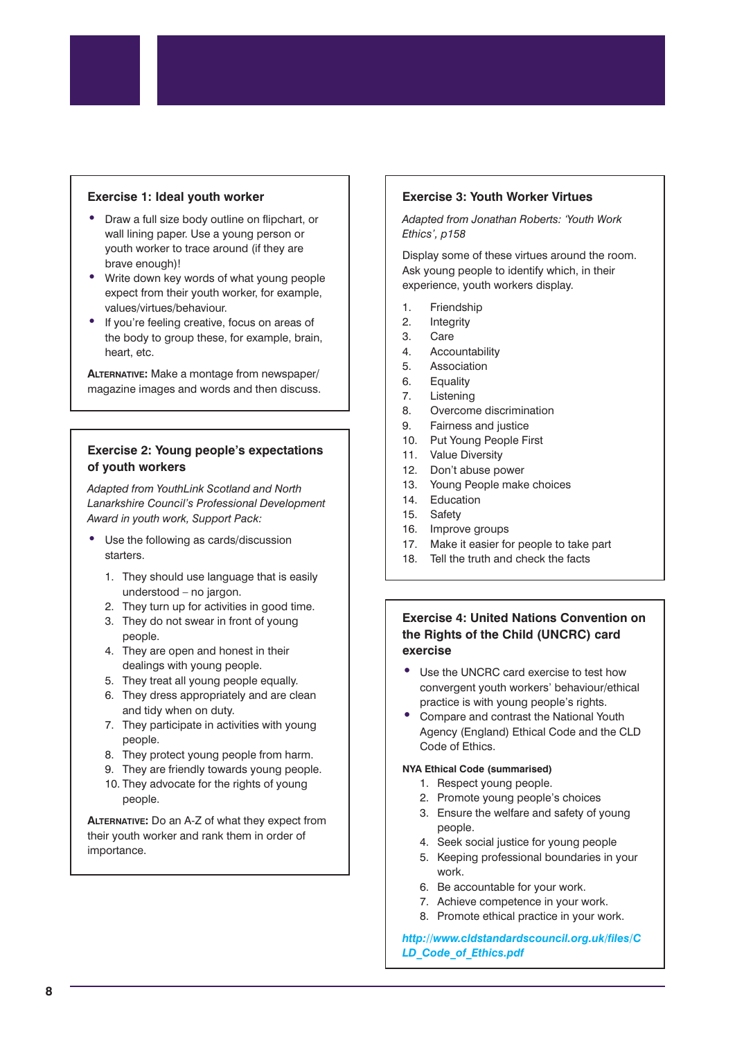### Exercise 1: Ideal youth worker

- Draw a full size body outline on flipchart, or wall lining paper. Use a young person or youth worker to trace around (if they are brave enough)!
- Write down key words of what young people expect from their youth worker, for example, values/virtues/behaviour.
- If you're feeling creative, focus on areas of the body to group these, for example, brain, heart, etc.

**Alternative:** Make a montage from newspaper/magazine images and words and then discuss.

### Exercise 2: Young people's expectations of youth workers

*Adapted from YouthLink Scotland and North Lanarkshire Council's Professional Development Award in youth work, Support Pack:*

- Use the following as cards/discussion starters.

1. They should use language that is easily understood – no jargon.
2. They turn up for activities in good time.
3. They do not swear in front of young people.
4. They are open and honest in their dealings with young people.
5. They treat all young people equally.
6. They dress appropriately and are clean and tidy when on duty.
7. They participate in activities with young people.
8. They protect young people from harm.
9. They are friendly towards young people.
10. They advocate for the rights of young people.

**Alternative:** Do an A-Z of what they expect from their youth worker and rank them in order of importance.

### Exercise 3: Youth Worker Virtues

*Adapted from Jonathan Roberts: 'Youth Work Ethics', p158*

Display some of these virtues around the room. Ask young people to identify which, in their experience, youth workers display.

1. Friendship
2. Integrity
3. Care
4. Accountability
5. Association
6. Equality
7. Listening
8. Overcome discrimination
9. Fairness and justice
10. Put Young People First
11. Value Diversity
12. Don't abuse power
13. Young People make choices
14. Education
15. Safety
16. Improve groups
17. Make it easier for people to take part
18. Tell the truth and check the facts

### Exercise 4: United Nations Convention on the Rights of the Child (UNCRC) card exercise

- Use the UNCRC card exercise to test how convergent youth workers' behaviour/ethical practice is with young people's rights.
- Compare and contrast the National Youth Agency (England) Ethical Code and the CLD Code of Ethics.

**NYA Ethical Code (summarised)**

1. Respect young people.
2. Promote young people's choices
3. Ensure the welfare and safety of young people.
4. Seek social justice for young people
5. Keeping professional boundaries in your work.
6. Be accountable for your work.
7. Achieve competence in your work.
8. Promote ethical practice in your work.

***http://www.cldstandardscouncil.org.uk/files/CLD_Code_of_Ethics.pdf***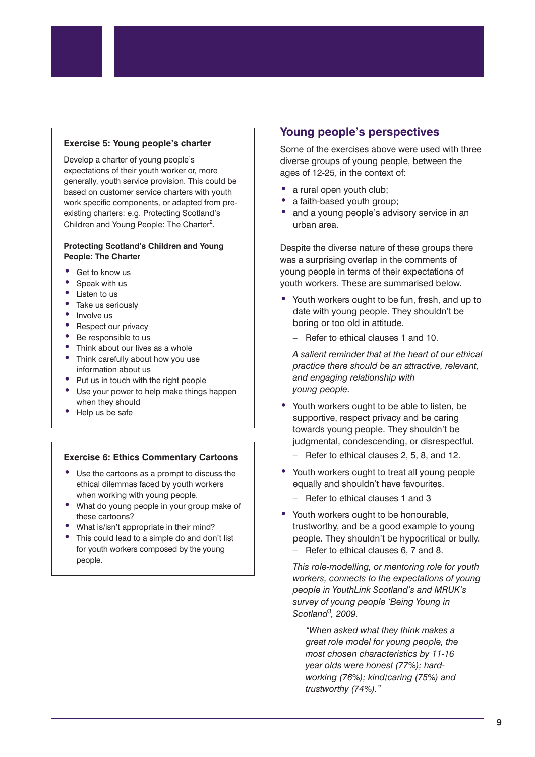### Exercise 5: Young people's charter

Develop a charter of young people's expectations of their youth worker or, more generally, youth service provision. This could be based on customer service charters with youth work specific components, or adapted from pre-existing charters: e.g. Protecting Scotland's Children and Young People: The Charter[2].

**Protecting Scotland's Children and Young People: The Charter**

- Get to know us
- Speak with us
- Listen to us
- Take us seriously
- Involve us
- Respect our privacy
- Be responsible to us
- Think about our lives as a whole
- Think carefully about how you use information about us
- Put us in touch with the right people
- Use your power to help make things happen when they should
- Help us be safe

### Exercise 6: Ethics Commentary Cartoons

- Use the cartoons as a prompt to discuss the ethical dilemmas faced by youth workers when working with young people.
- What do young people in your group make of these cartoons?
- What is/isn't appropriate in their mind?
- This could lead to a simple do and don't list for youth workers composed by the young people.

## Young people's perspectives

Some of the exercises above were used with three diverse groups of young people, between the ages of 12-25, in the context of:

- a rural open youth club;
- a faith-based youth group;
- and a young people's advisory service in an urban area.

Despite the diverse nature of these groups there was a surprising overlap in the comments of young people in terms of their expectations of youth workers. These are summarised below.

- Youth workers ought to be fun, fresh, and up to date with young people. They shouldn't be boring or too old in attitude.
  - Refer to ethical clauses 1 and 10.

  *A salient reminder that at the heart of our ethical practice there should be an attractive, relevant, and engaging relationship with young people.*

- Youth workers ought to be able to listen, be supportive, respect privacy and be caring towards young people. They shouldn't be judgmental, condescending, or disrespectful.
  - Refer to ethical clauses 2, 5, 8, and 12.
- Youth workers ought to treat all young people equally and shouldn't have favourites.
  - Refer to ethical clauses 1 and 3
- Youth workers ought to be honourable, trustworthy, and be a good example to young people. They shouldn't be hypocritical or bully.
  - Refer to ethical clauses 6, 7 and 8.

  *This role-modelling, or mentoring role for youth workers, connects to the expectations of young people in YouthLink Scotland's and MRUK's survey of young people 'Being Young in Scotland[3], 2009.*

  > *"When asked what they think makes a great role model for young people, the most chosen characteristics by 11-16 year olds were honest (77%); hard-working (76%); kind/caring (75%) and trustworthy (74%)."*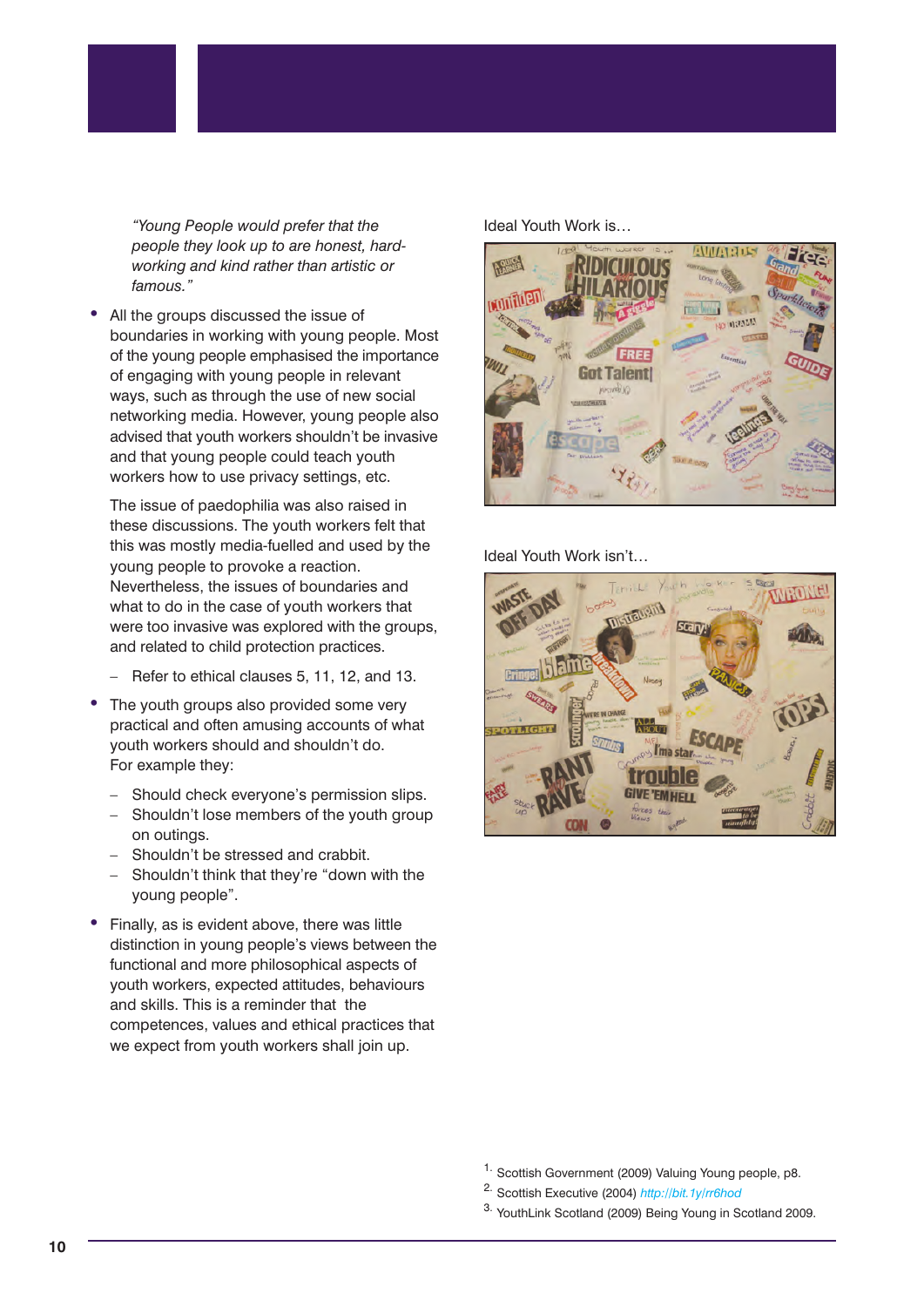*"Young People would prefer that the people they look up to are honest, hard-working and kind rather than artistic or famous."*

- All the groups discussed the issue of boundaries in working with young people. Most of the young people emphasised the importance of engaging with young people in relevant ways, such as through the use of new social networking media. However, young people also advised that youth workers shouldn't be invasive and that young people could teach youth workers how to use privacy settings, etc.

  The issue of paedophilia was also raised in these discussions. The youth workers felt that this was mostly media-fuelled and used by the young people to provoke a reaction. Nevertheless, the issues of boundaries and what to do in the case of youth workers that were too invasive was explored with the groups, and related to child protection practices.

  - Refer to ethical clauses 5, 11, 12, and 13.

- The youth groups also provided some very practical and often amusing accounts of what youth workers should and shouldn't do. For example they:

  - Should check everyone's permission slips.
  - Shouldn't lose members of the youth group on outings.
  - Shouldn't be stressed and crabbit.
  - Shouldn't think that they're "down with the young people".

- Finally, as is evident above, there was little distinction in young people's views between the functional and more philosophical aspects of youth workers, expected attitudes, behaviours and skills. This is a reminder that the competences, values and ethical practices that we expect from youth workers shall join up.

Ideal Youth Work is…

Ideal Youth Work isn't…

[1] Scottish Government (2009) Valuing Young people, p8.

[2] Scottish Executive (2004) http://bit.1y/rr6hod

[3] YouthLink Scotland (2009) Being Young in Scotland 2009.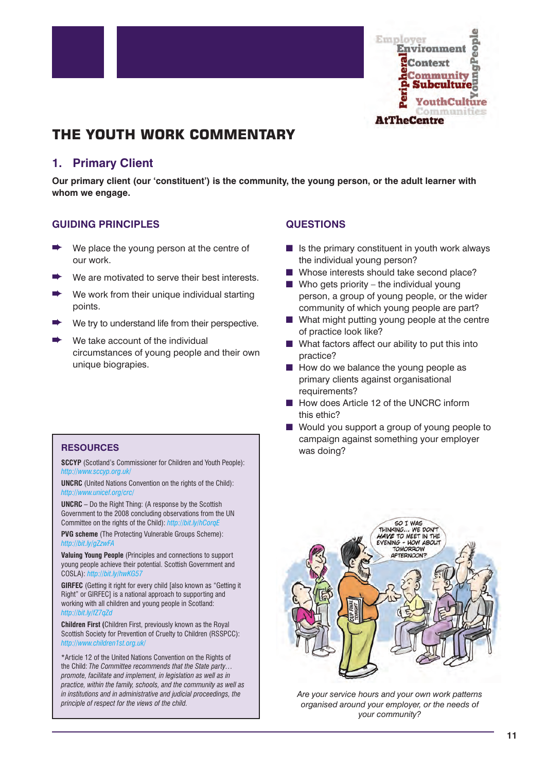# THE YOUTH WORK COMMENTARY

## 1. Primary Client

**Our primary client (our 'constituent') is the community, the young person, or the adult learner with whom we engage.**

### GUIDING PRINCIPLES

- We place the young person at the centre of our work.
- We are motivated to serve their best interests.
- We work from their unique individual starting points.
- We try to understand life from their perspective.
- We take account of the individual circumstances of young people and their own unique biograpies.

### QUESTIONS

- Is the primary constituent in youth work always the individual young person?
- Whose interests should take second place?
- Who gets priority – the individual young person, a group of young people, or the wider community of which young people are part?
- What might putting young people at the centre of practice look like?
- What factors affect our ability to put this into practice?
- How do we balance the young people as primary clients against organisational requirements?
- How does Article 12 of the UNCRC inform this ethic?
- Would you support a group of young people to campaign against something your employer was doing?

### RESOURCES

**SCCYP** (Scotland's Commissioner for Children and Youth People): http://www.sccyp.org.uk/

**UNCRC** (United Nations Convention on the rights of the Child): http://www.unicef.org/crc/

**UNCRC** – Do the Right Thing: (A response by the Scottish Government to the 2008 concluding observations from the UN Committee on the rights of the Child): http://bit.ly/hCorqE

**PVG scheme** (The Protecting Vulnerable Groups Scheme): http://bit.ly/gZzwFA

**Valuing Young People** (Principles and connections to support young people achieve their potential. Scottish Government and COSLA): http://bit.ly/hwKG57

**GIRFEC** (Getting it right for every child [also known as "Getting it Right" or GIRFEC] is a national approach to supporting and working with all children and young people in Scotland: http://bit.ly/fZ7qZd

**Children First (**Children First, previously known as the Royal Scottish Society for Prevention of Cruelty to Children (RSSPCC): http://www.children1st.org.uk/

*Article 12 of the United Nations Convention on the Rights of the Child: *The Committee recommends that the State party… promote, facilitate and implement, in legislation as well as in practice, within the family, schools, and the community as well as in institutions and in administrative and judicial proceedings, the principle of respect for the views of the child.*

*Are your service hours and your own work patterns organised around your employer, or the needs of your community?*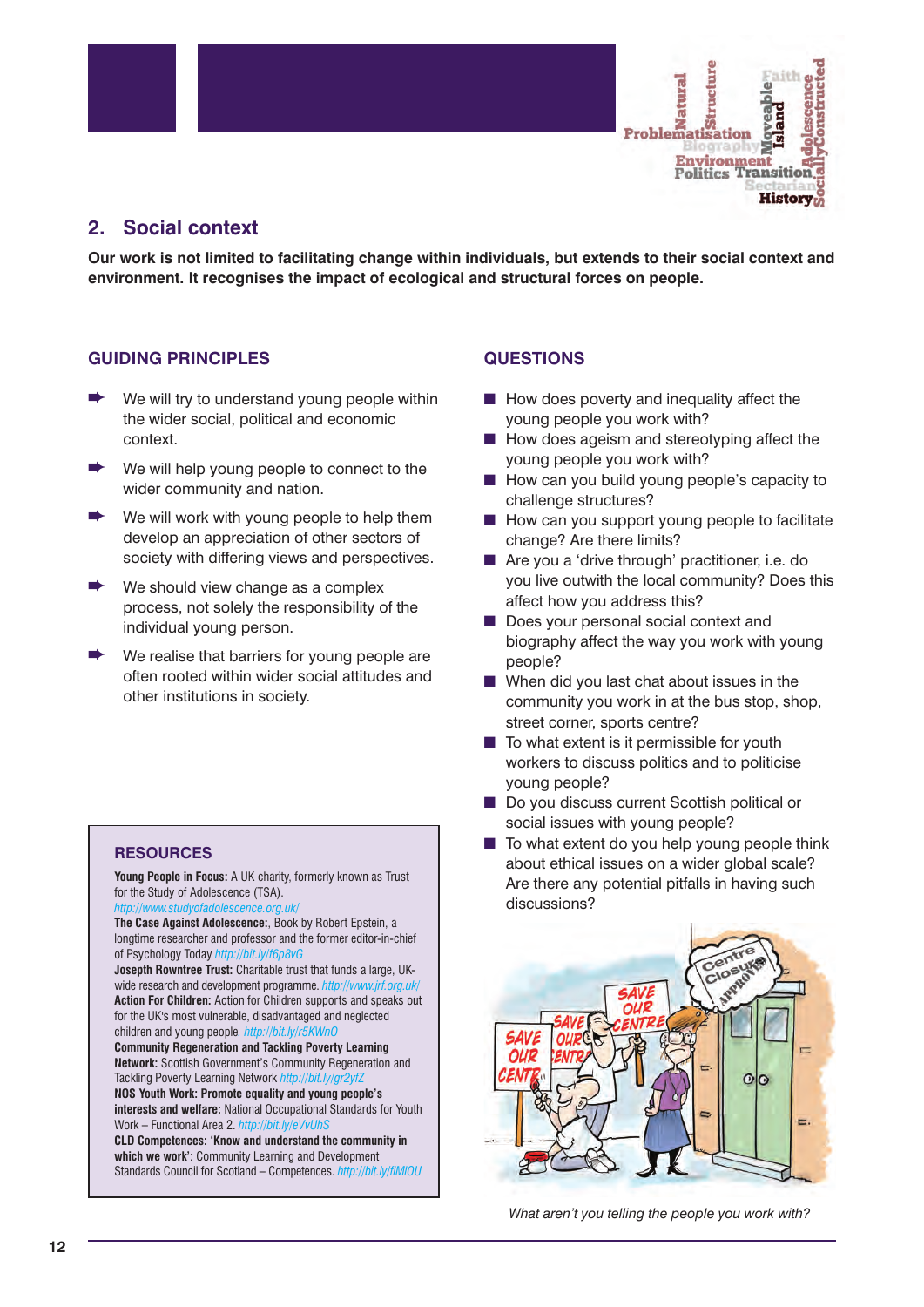## 2. Social context

**Our work is not limited to facilitating change within individuals, but extends to their social context and environment. It recognises the impact of ecological and structural forces on people.**

### GUIDING PRINCIPLES

- We will try to understand young people within the wider social, political and economic context.
- We will help young people to connect to the wider community and nation.
- We will work with young people to help them develop an appreciation of other sectors of society with differing views and perspectives.
- We should view change as a complex process, not solely the responsibility of the individual young person.
- We realise that barriers for young people are often rooted within wider social attitudes and other institutions in society.

### RESOURCES

**Young People in Focus:** A UK charity, formerly known as Trust for the Study of Adolescence (TSA). *http://www.studyofadolescence.org.uk/*
**The Case Against Adolescence:**, Book by Robert Epstein, a longtime researcher and professor and the former editor-in-chief of Psychology Today *http://bit.ly/f6p8vG*
**Joseph Rowntree Trust:** Charitable trust that funds a large, UK-wide research and development programme. *http://www.jrf.org.uk/*
**Action For Children:** Action for Children supports and speaks out for the UK's most vulnerable, disadvantaged and neglected children and young people. *http://bit.ly/r5KWnO*
**Community Regeneration and Tackling Poverty Learning Network:** Scottish Government's Community Regeneration and Tackling Poverty Learning Network *http://bit.ly/gr2yfZ*
**NOS Youth Work: Promote equality and young people's interests and welfare:** National Occupational Standards for Youth Work – Functional Area 2. *http://bit.ly/eVvUhS*
**CLD Competences: 'Know and understand the community in which we work':** Community Learning and Development Standards Council for Scotland – Competences. *http://bit.ly/flMIOU*

### QUESTIONS

- How does poverty and inequality affect the young people you work with?
- How does ageism and stereotyping affect the young people you work with?
- How can you build young people's capacity to challenge structures?
- How can you support young people to facilitate change? Are there limits?
- Are you a 'drive through' practitioner, i.e. do you live outwith the local community? Does this affect how you address this?
- Does your personal social context and biography affect the way you work with young people?
- When did you last chat about issues in the community you work in at the bus stop, shop, street corner, sports centre?
- To what extent is it permissible for youth workers to discuss politics and to politicise young people?
- Do you discuss current Scottish political or social issues with young people?
- To what extent do you help young people think about ethical issues on a wider global scale? Are there any potential pitfalls in having such discussions?

*What aren't you telling the people you work with?*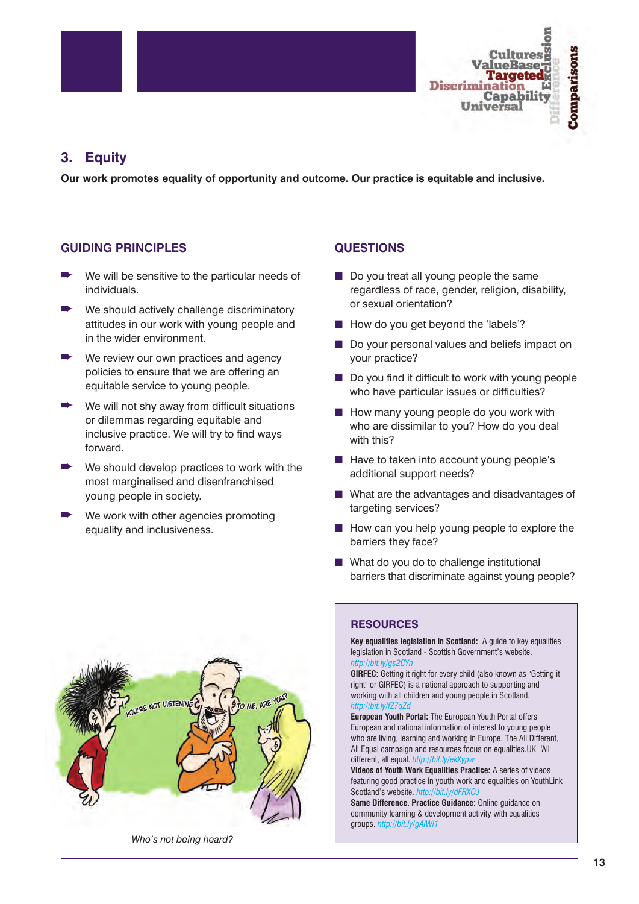## 3. Equity

**Our work promotes equality of opportunity and outcome. Our practice is equitable and inclusive.**

### GUIDING PRINCIPLES

- We will be sensitive to the particular needs of individuals.
- We should actively challenge discriminatory attitudes in our work with young people and in the wider environment.
- We review our own practices and agency policies to ensure that we are offering an equitable service to young people.
- We will not shy away from difficult situations or dilemmas regarding equitable and inclusive practice. We will try to find ways forward.
- We should develop practices to work with the most marginalised and disenfranchised young people in society.
- We work with other agencies promoting equality and inclusiveness.

### QUESTIONS

- Do you treat all young people the same regardless of race, gender, religion, disability, or sexual orientation?
- How do you get beyond the 'labels'?
- Do your personal values and beliefs impact on your practice?
- Do you find it difficult to work with young people who have particular issues or difficulties?
- How many young people do you work with who are dissimilar to you? How do you deal with this?
- Have to taken into account young people's additional support needs?
- What are the advantages and disadvantages of targeting services?
- How can you help young people to explore the barriers they face?
- What do you do to challenge institutional barriers that discriminate against young people?

*Who's not being heard?*

### RESOURCES

**Key equalities legislation in Scotland:** A guide to key equalities legislation in Scotland - Scottish Government's website. http://bit.ly/gs2CYn

**GIRFEC:** Getting it right for every child (also known as "Getting it right" or GIRFEC) is a national approach to supporting and working with all children and young people in Scotland. http://bit.ly/fZ7qZd

**European Youth Portal:** The European Youth Portal offers European and national information of interest to young people who are living, learning and working in Europe. The All Different, All Equal campaign and resources focus on equalities.UK 'All different, all equal. http://bit.ly/ekXypw

**Videos of Youth Work Equalities Practice:** A series of videos featuring good practice in youth work and equalities on YouthLink Scotland's website. http://bit.ly/dFRXOJ

**Same Difference. Practice Guidance:** Online guidance on community learning & development activity with equalities groups. http://bit.ly/gAIWI1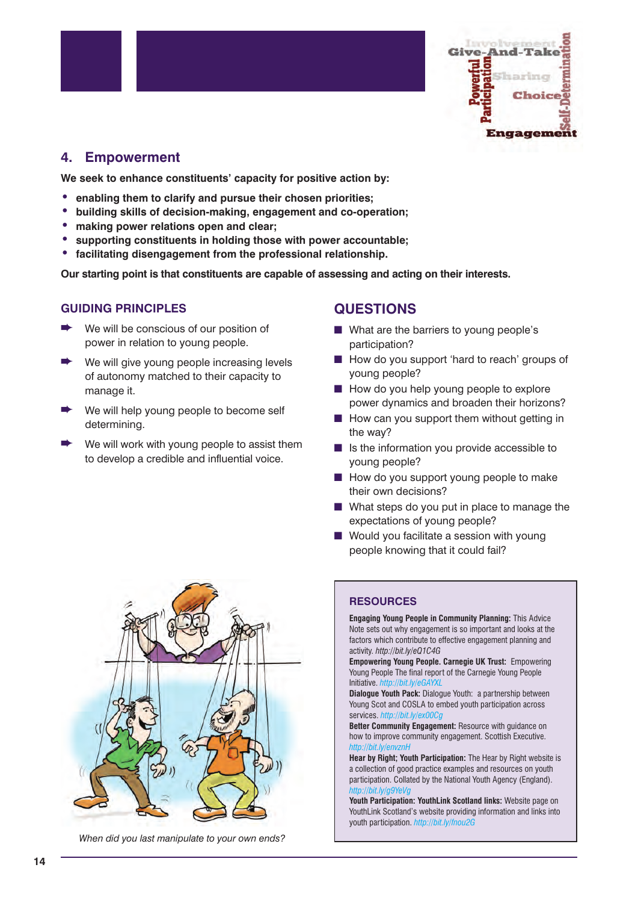## 4. Empowerment

**We seek to enhance constituents' capacity for positive action by:**

- **enabling them to clarify and pursue their chosen priorities;**
- **building skills of decision-making, engagement and co-operation;**
- **making power relations open and clear;**
- **supporting constituents in holding those with power accountable;**
- **facilitating disengagement from the professional relationship.**

**Our starting point is that constituents are capable of assessing and acting on their interests.**

### GUIDING PRINCIPLES

- We will be conscious of our position of power in relation to young people.
- We will give young people increasing levels of autonomy matched to their capacity to manage it.
- We will help young people to become self determining.
- We will work with young people to assist them to develop a credible and influential voice.

### QUESTIONS

- What are the barriers to young people's participation?
- How do you support 'hard to reach' groups of young people?
- How do you help young people to explore power dynamics and broaden their horizons?
- How can you support them without getting in the way?
- Is the information you provide accessible to young people?
- How do you support young people to make their own decisions?
- What steps do you put in place to manage the expectations of young people?
- Would you facilitate a session with young people knowing that it could fail?

*When did you last manipulate to your own ends?*

### RESOURCES

**Engaging Young People in Community Planning:** This Advice Note sets out why engagement is so important and looks at the factors which contribute to effective engagement planning and activity. http://bit.ly/eQ1C4G

**Empowering Young People. Carnegie UK Trust:** Empowering Young People The final report of the Carnegie Young People Initiative. http://bit.ly/eGAYXL

**Dialogue Youth Pack:** Dialogue Youth: a partnership between Young Scot and COSLA to embed youth participation across services. http://bit.ly/ex00Cg

**Better Community Engagement:** Resource with guidance on how to improve community engagement. Scottish Executive. http://bit.ly/envznH

**Hear by Right; Youth Participation:** The Hear by Right website is a collection of good practice examples and resources on youth participation. Collated by the National Youth Agency (England). http://bit.ly/g9YeVg

**Youth Participation: YouthLink Scotland links:** Website page on YouthLink Scotland's website providing information and links into youth participation. http://bit.ly/fnou2G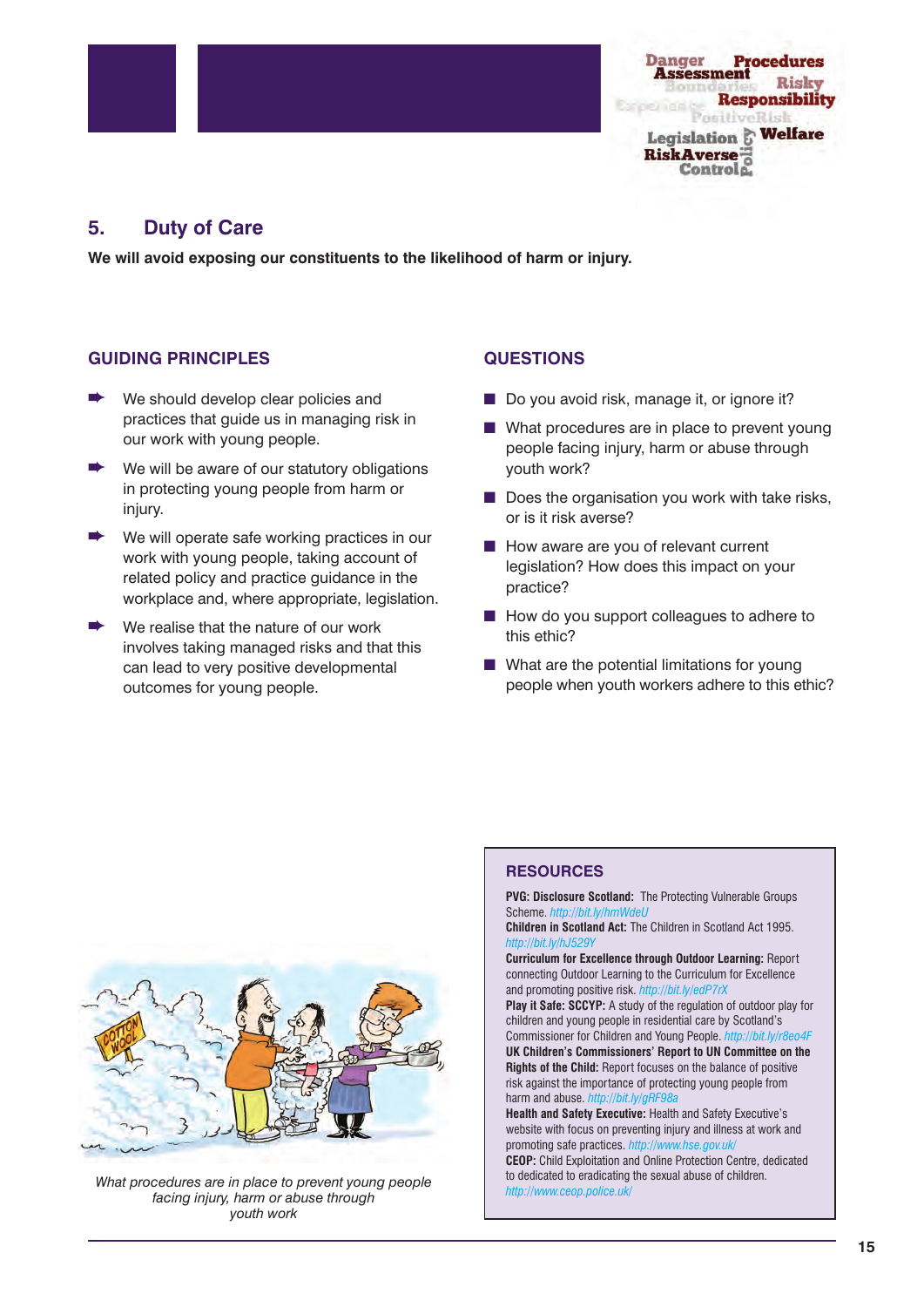## 5. Duty of Care

**We will avoid exposing our constituents to the likelihood of harm or injury.**

### GUIDING PRINCIPLES

- We should develop clear policies and practices that guide us in managing risk in our work with young people.
- We will be aware of our statutory obligations in protecting young people from harm or injury.
- We will operate safe working practices in our work with young people, taking account of related policy and practice guidance in the workplace and, where appropriate, legislation.
- We realise that the nature of our work involves taking managed risks and that this can lead to very positive developmental outcomes for young people.

### QUESTIONS

- Do you avoid risk, manage it, or ignore it?
- What procedures are in place to prevent young people facing injury, harm or abuse through youth work?
- Does the organisation you work with take risks, or is it risk averse?
- How aware are you of relevant current legislation? How does this impact on your practice?
- How do you support colleagues to adhere to this ethic?
- What are the potential limitations for young people when youth workers adhere to this ethic?

*What procedures are in place to prevent young people facing injury, harm or abuse through youth work*

### RESOURCES

**PVG: Disclosure Scotland:** The Protecting Vulnerable Groups Scheme. http://bit.ly/hmWdeU

**Children in Scotland Act:** The Children in Scotland Act 1995. http://bit.ly/hJ529Y

**Curriculum for Excellence through Outdoor Learning:** Report connecting Outdoor Learning to the Curriculum for Excellence and promoting positive risk. http://bit.ly/edP7rX

**Play it Safe: SCCYP:** A study of the regulation of outdoor play for children and young people in residential care by Scotland's Commissioner for Children and Young People. http://bit.ly/r8eo4F

**UK Children's Commissioners' Report to UN Committee on the Rights of the Child:** Report focuses on the balance of positive risk against the importance of protecting young people from harm and abuse. http://bit.ly/gRF98a

**Health and Safety Executive:** Health and Safety Executive's website with focus on preventing injury and illness at work and promoting safe practices. http://www.hse.gov.uk/

**CEOP:** Child Exploitation and Online Protection Centre, dedicated to dedicated to eradicating the sexual abuse of children. http://www.ceop.police.uk/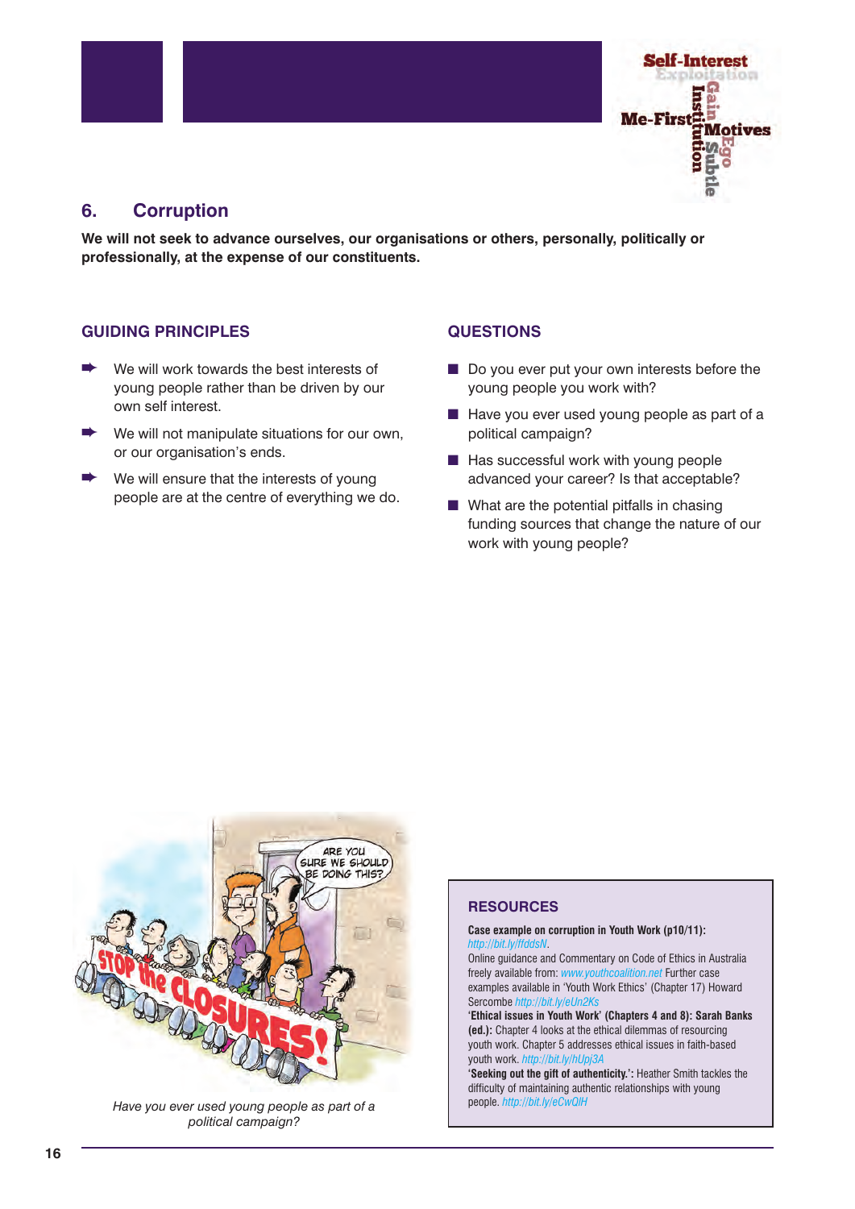## 6. Corruption

**We will not seek to advance ourselves, our organisations or others, personally, politically or professionally, at the expense of our constituents.**

### GUIDING PRINCIPLES

- We will work towards the best interests of young people rather than be driven by our own self interest.
- We will not manipulate situations for our own, or our organisation's ends.
- We will ensure that the interests of young people are at the centre of everything we do.

### QUESTIONS

- Do you ever put your own interests before the young people you work with?
- Have you ever used young people as part of a political campaign?
- Has successful work with young people advanced your career? Is that acceptable?
- What are the potential pitfalls in chasing funding sources that change the nature of our work with young people?

*Have you ever used young people as part of a political campaign?*

### RESOURCES

**Case example on corruption in Youth Work (p10/11):** http://bit.ly/ffddsN.
Online guidance and Commentary on Code of Ethics in Australia freely available from: www.youthcoalition.net Further case examples available in 'Youth Work Ethics' (Chapter 17) Howard Sercombe http://bit.ly/eUn2Ks
**'Ethical issues in Youth Work' (Chapters 4 and 8): Sarah Banks (ed.):** Chapter 4 looks at the ethical dilemmas of resourcing youth work. Chapter 5 addresses ethical issues in faith-based youth work. http://bit.ly/hUpj3A
**'Seeking out the gift of authenticity.':** Heather Smith tackles the difficulty of maintaining authentic relationships with young people. http://bit.ly/eCwQIH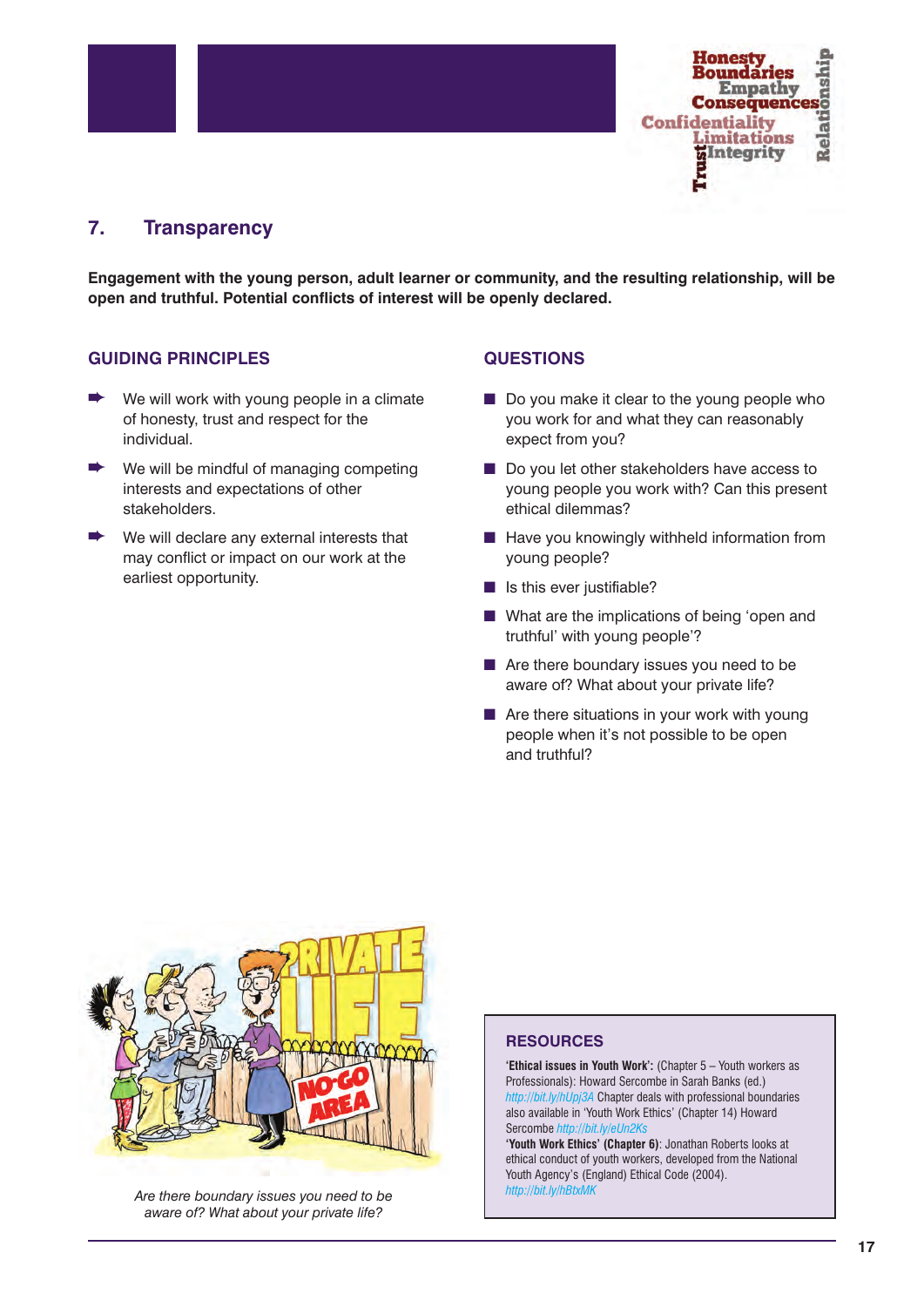## 7. Transparency

**Engagement with the young person, adult learner or community, and the resulting relationship, will be open and truthful. Potential conflicts of interest will be openly declared.**

### GUIDING PRINCIPLES

- We will work with young people in a climate of honesty, trust and respect for the individual.
- We will be mindful of managing competing interests and expectations of other stakeholders.
- We will declare any external interests that may conflict or impact on our work at the earliest opportunity.

### QUESTIONS

- Do you make it clear to the young people who you work for and what they can reasonably expect from you?
- Do you let other stakeholders have access to young people you work with? Can this present ethical dilemmas?
- Have you knowingly withheld information from young people?
- Is this ever justifiable?
- What are the implications of being 'open and truthful' with young people'?
- Are there boundary issues you need to be aware of? What about your private life?
- Are there situations in your work with young people when it's not possible to be open and truthful?

*Are there boundary issues you need to be aware of? What about your private life?*

### RESOURCES

**'Ethical issues in Youth Work':** (Chapter 5 – Youth workers as Professionals): Howard Sercombe in Sarah Banks (ed.) http://bit.ly/hUpj3A Chapter deals with professional boundaries also available in 'Youth Work Ethics' (Chapter 14) Howard Sercombe http://bit.ly/eUn2Ks

**'Youth Work Ethics' (Chapter 6)**: Jonathan Roberts looks at ethical conduct of youth workers, developed from the National Youth Agency's (England) Ethical Code (2004). http://bit.ly/hBtxMK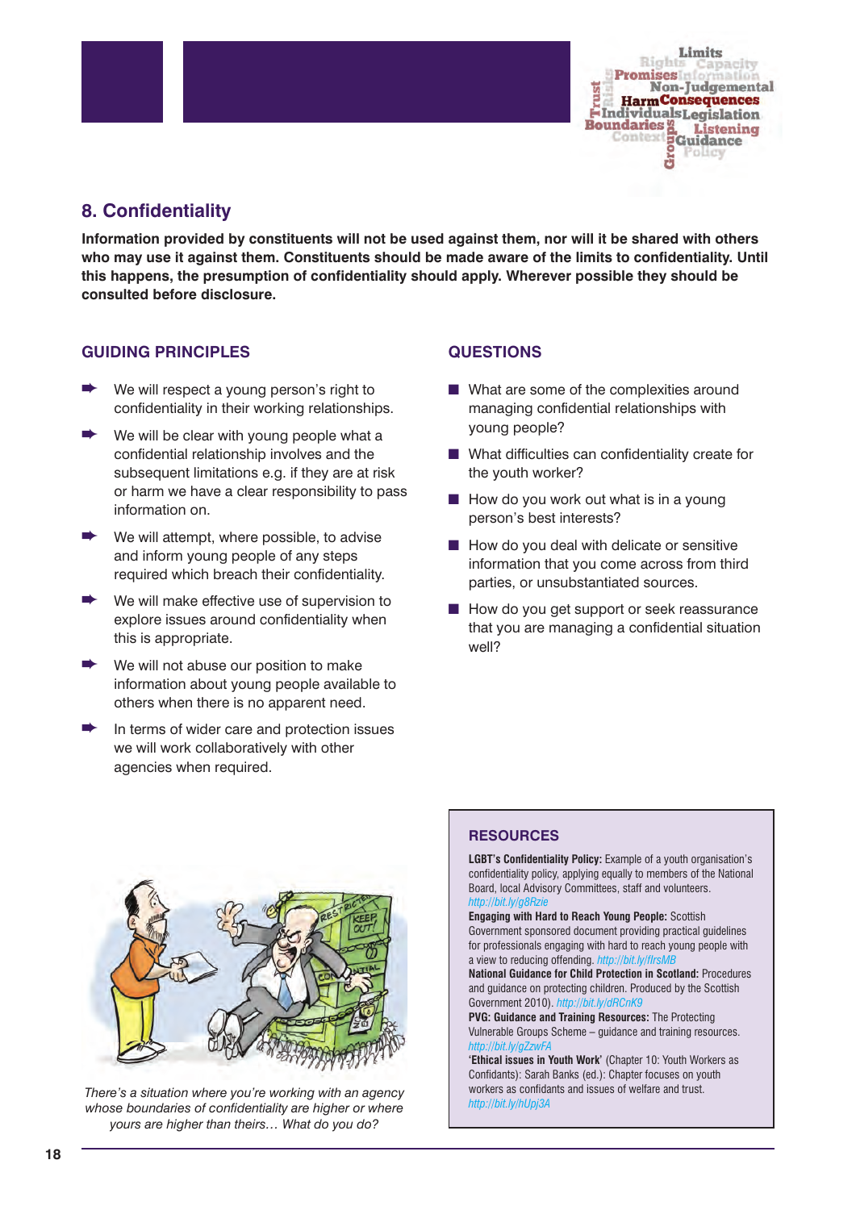## 8. Confidentiality

**Information provided by constituents will not be used against them, nor will it be shared with others who may use it against them. Constituents should be made aware of the limits to confidentiality. Until this happens, the presumption of confidentiality should apply. Wherever possible they should be consulted before disclosure.**

### GUIDING PRINCIPLES

- We will respect a young person's right to confidentiality in their working relationships.
- We will be clear with young people what a confidential relationship involves and the subsequent limitations e.g. if they are at risk or harm we have a clear responsibility to pass information on.
- We will attempt, where possible, to advise and inform young people of any steps required which breach their confidentiality.
- We will make effective use of supervision to explore issues around confidentiality when this is appropriate.
- We will not abuse our position to make information about young people available to others when there is no apparent need.
- In terms of wider care and protection issues we will work collaboratively with other agencies when required.

### QUESTIONS

- What are some of the complexities around managing confidential relationships with young people?
- What difficulties can confidentiality create for the youth worker?
- How do you work out what is in a young person's best interests?
- How do you deal with delicate or sensitive information that you come across from third parties, or unsubstantiated sources.
- How do you get support or seek reassurance that you are managing a confidential situation well?

*There's a situation where you're working with an agency whose boundaries of confidentiality are higher or where yours are higher than theirs… What do you do?*

### RESOURCES

**LGBT's Confidentiality Policy:** Example of a youth organisation's confidentiality policy, applying equally to members of the National Board, local Advisory Committees, staff and volunteers. http://bit.ly/g8Rzie

**Engaging with Hard to Reach Young People:** Scottish Government sponsored document providing practical guidelines for professionals engaging with hard to reach young people with a view to reducing offending. http://bit.ly/flrsMB

**National Guidance for Child Protection in Scotland:** Procedures and guidance on protecting children. Produced by the Scottish Government 2010). http://bit.ly/dRCnK9

**PVG: Guidance and Training Resources:** The Protecting Vulnerable Groups Scheme – guidance and training resources. http://bit.ly/gZzwFA

**'Ethical issues in Youth Work'** (Chapter 10: Youth Workers as Confidants): Sarah Banks (ed.): Chapter focuses on youth workers as confidants and issues of welfare and trust. http://bit.ly/hUpj3A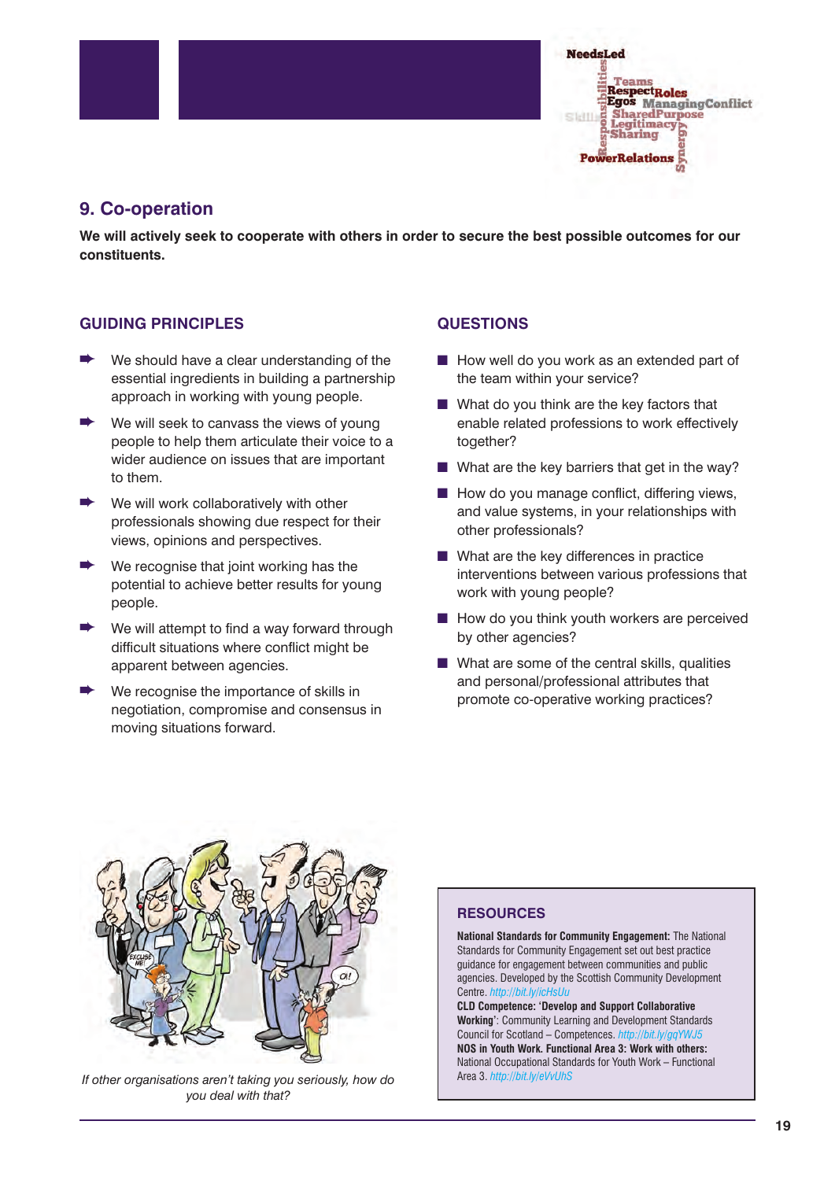## 9. Co-operation

**We will actively seek to cooperate with others in order to secure the best possible outcomes for our constituents.**

### GUIDING PRINCIPLES

- We should have a clear understanding of the essential ingredients in building a partnership approach in working with young people.
- We will seek to canvass the views of young people to help them articulate their voice to a wider audience on issues that are important to them.
- We will work collaboratively with other professionals showing due respect for their views, opinions and perspectives.
- We recognise that joint working has the potential to achieve better results for young people.
- We will attempt to find a way forward through difficult situations where conflict might be apparent between agencies.
- We recognise the importance of skills in negotiation, compromise and consensus in moving situations forward.

### QUESTIONS

- How well do you work as an extended part of the team within your service?
- What do you think are the key factors that enable related professions to work effectively together?
- What are the key barriers that get in the way?
- How do you manage conflict, differing views, and value systems, in your relationships with other professionals?
- What are the key differences in practice interventions between various professions that work with young people?
- How do you think youth workers are perceived by other agencies?
- What are some of the central skills, qualities and personal/professional attributes that promote co-operative working practices?

*If other organisations aren't taking you seriously, how do you deal with that?*

### RESOURCES

**National Standards for Community Engagement:** The National Standards for Community Engagement set out best practice guidance for engagement between communities and public agencies. Developed by the Scottish Community Development Centre. http://bit.ly/icHsUu

**CLD Competence: 'Develop and Support Collaborative Working'**: Community Learning and Development Standards Council for Scotland – Competences. http://bit.ly/gqYWJ5

**NOS in Youth Work. Functional Area 3: Work with others:** National Occupational Standards for Youth Work – Functional Area 3. http://bit.ly/eVvUhS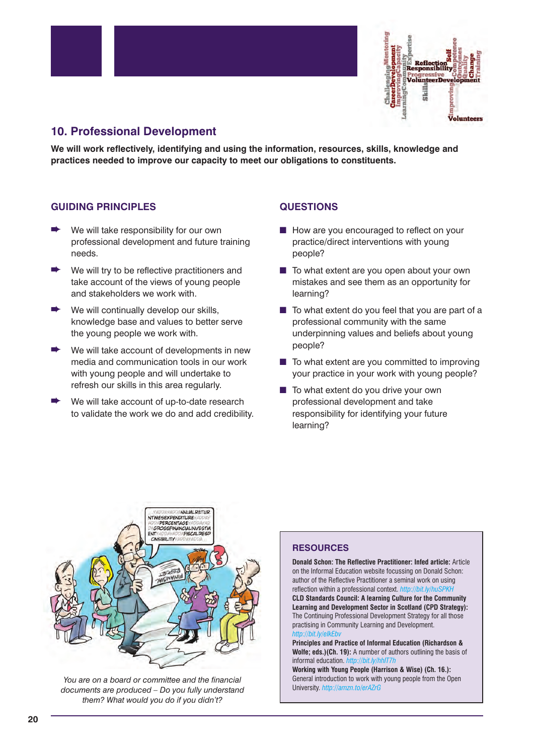## 10. Professional Development

**We will work reflectively, identifying and using the information, resources, skills, knowledge and practices needed to improve our capacity to meet our obligations to constituents.**

### GUIDING PRINCIPLES

- We will take responsibility for our own professional development and future training needs.
- We will try to be reflective practitioners and take account of the views of young people and stakeholders we work with.
- We will continually develop our skills, knowledge base and values to better serve the young people we work with.
- We will take account of developments in new media and communication tools in our work with young people and will undertake to refresh our skills in this area regularly.
- We will take account of up-to-date research to validate the work we do and add credibility.

### QUESTIONS

- How are you encouraged to reflect on your practice/direct interventions with young people?
- To what extent are you open about your own mistakes and see them as an opportunity for learning?
- To what extent do you feel that you are part of a professional community with the same underpinning values and beliefs about young people?
- To what extent are you committed to improving your practice in your work with young people?
- To what extent do you drive your own professional development and take responsibility for identifying your future learning?

*You are on a board or committee and the financial documents are produced – Do you fully understand them? What would you do if you didn't?*

### RESOURCES

**Donald Schon: The Reflective Practitioner: Infed article:** Article on the Informal Education website focussing on Donald Schon: author of the Reflective Practitioner a seminal work on using reflection within a professional context. http://bit.ly/huSPKH

**CLD Standards Council: A learning Culture for the Community Learning and Development Sector in Scotland (CPD Strategy):** The Continuing Professional Development Strategy for all those practising in Community Learning and Development. http://bit.ly/elkEbv

**Principles and Practice of Informal Education (Richardson & Wolfe; eds.)(Ch. 19):** A number of authors outlining the basis of informal education. http://bit.ly/hhlT7h

**Working with Young People (Harrison & Wise) (Ch. 16.):** General introduction to work with young people from the Open University. http://amzn.to/erAZrG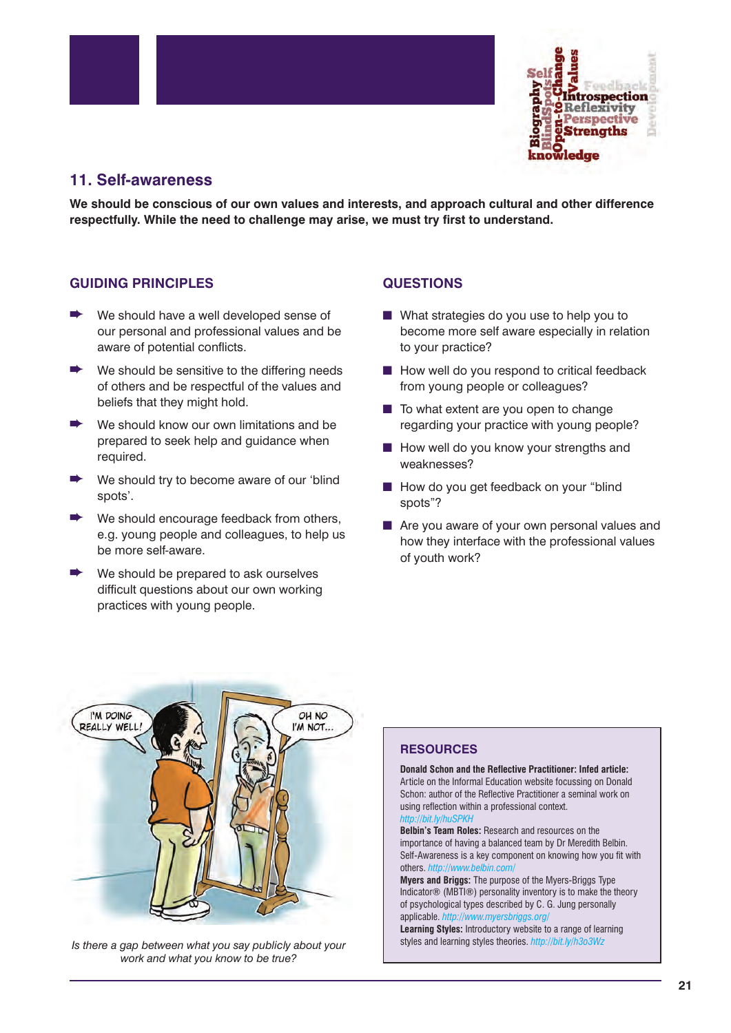## 11. Self-awareness

**We should be conscious of our own values and interests, and approach cultural and other difference respectfully. While the need to challenge may arise, we must try first to understand.**

### GUIDING PRINCIPLES

- We should have a well developed sense of our personal and professional values and be aware of potential conflicts.
- We should be sensitive to the differing needs of others and be respectful of the values and beliefs that they might hold.
- We should know our own limitations and be prepared to seek help and guidance when required.
- We should try to become aware of our 'blind spots'.
- We should encourage feedback from others, e.g. young people and colleagues, to help us be more self-aware.
- We should be prepared to ask ourselves difficult questions about our own working practices with young people.

### QUESTIONS

- What strategies do you use to help you to become more self aware especially in relation to your practice?
- How well do you respond to critical feedback from young people or colleagues?
- To what extent are you open to change regarding your practice with young people?
- How well do you know your strengths and weaknesses?
- How do you get feedback on your "blind spots"?
- Are you aware of your own personal values and how they interface with the professional values of youth work?

*Is there a gap between what you say publicly about your work and what you know to be true?*

### RESOURCES

**Donald Schon and the Reflective Practitioner: Infed article:** Article on the Informal Education website focussing on Donald Schon: author of the Reflective Practitioner a seminal work on using reflection within a professional context. http://bit.ly/huSPKH

**Belbin's Team Roles:** Research and resources on the importance of having a balanced team by Dr Meredith Belbin. Self-Awareness is a key component on knowing how you fit with others. http://www.belbin.com/

**Myers and Briggs:** The purpose of the Myers-Briggs Type Indicator® (MBTI®) personality inventory is to make the theory of psychological types described by C. G. Jung personally applicable. http://www.myersbriggs.org/

**Learning Styles:** Introductory website to a range of learning styles and learning styles theories. http://bit.ly/h3o3Wz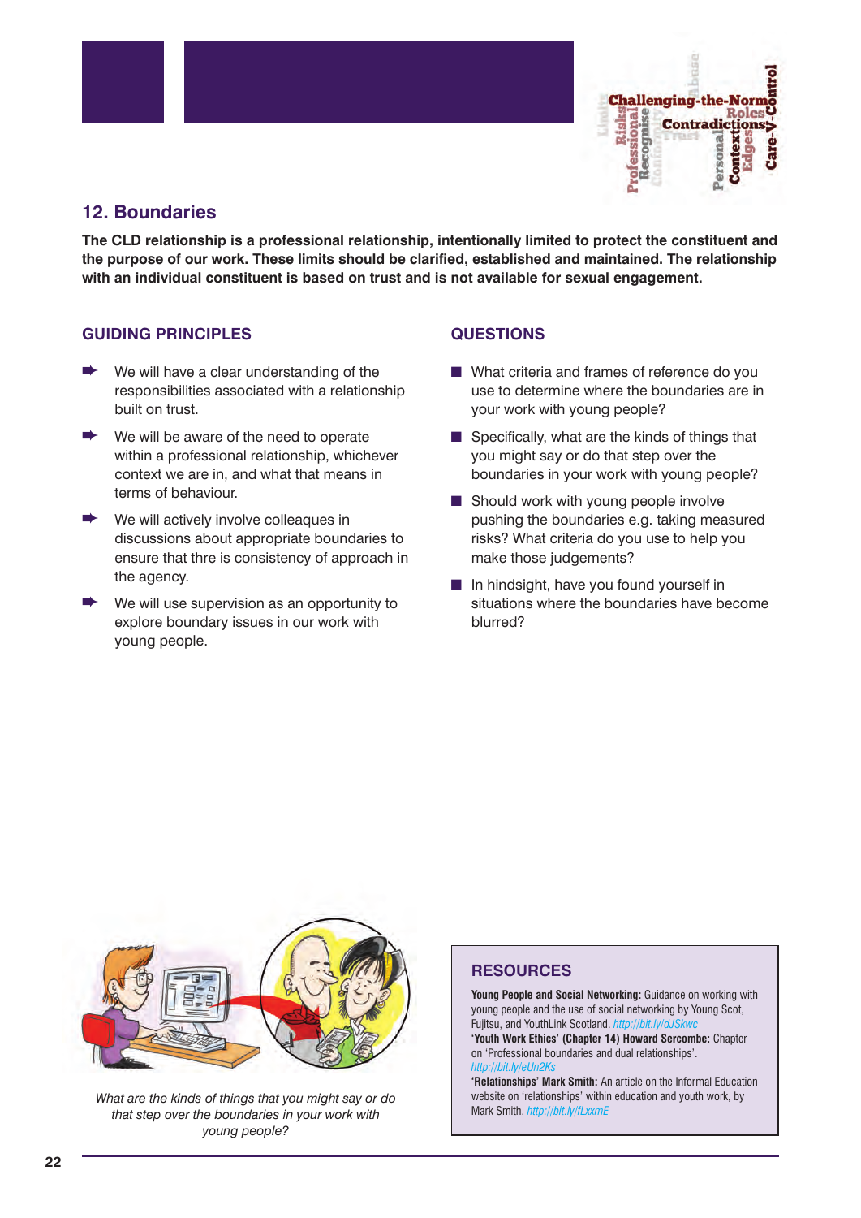## 12. Boundaries

**The CLD relationship is a professional relationship, intentionally limited to protect the constituent and the purpose of our work. These limits should be clarified, established and maintained. The relationship with an individual constituent is based on trust and is not available for sexual engagement.**

### GUIDING PRINCIPLES

- We will have a clear understanding of the responsibilities associated with a relationship built on trust.
- We will be aware of the need to operate within a professional relationship, whichever context we are in, and what that means in terms of behaviour.
- We will actively involve colleagues in discussions about appropriate boundaries to ensure that thre is consistency of approach in the agency.
- We will use supervision as an opportunity to explore boundary issues in our work with young people.

### QUESTIONS

- What criteria and frames of reference do you use to determine where the boundaries are in your work with young people?
- Specifically, what are the kinds of things that you might say or do that step over the boundaries in your work with young people?
- Should work with young people involve pushing the boundaries e.g. taking measured risks? What criteria do you use to help you make those judgements?
- In hindsight, have you found yourself in situations where the boundaries have become blurred?

*What are the kinds of things that you might say or do that step over the boundaries in your work with young people?*

### RESOURCES

**Young People and Social Networking:** Guidance on working with young people and the use of social networking by Young Scot, Fujitsu, and YouthLink Scotland. *http://bit.ly/dJSkwc*

**'Youth Work Ethics' (Chapter 14) Howard Sercombe:** Chapter on 'Professional boundaries and dual relationships'. *http://bit.ly/eUn2Ks*

**'Relationships' Mark Smith:** An article on the Informal Education website on 'relationships' within education and youth work, by Mark Smith. *http://bit.ly/fLxxmE*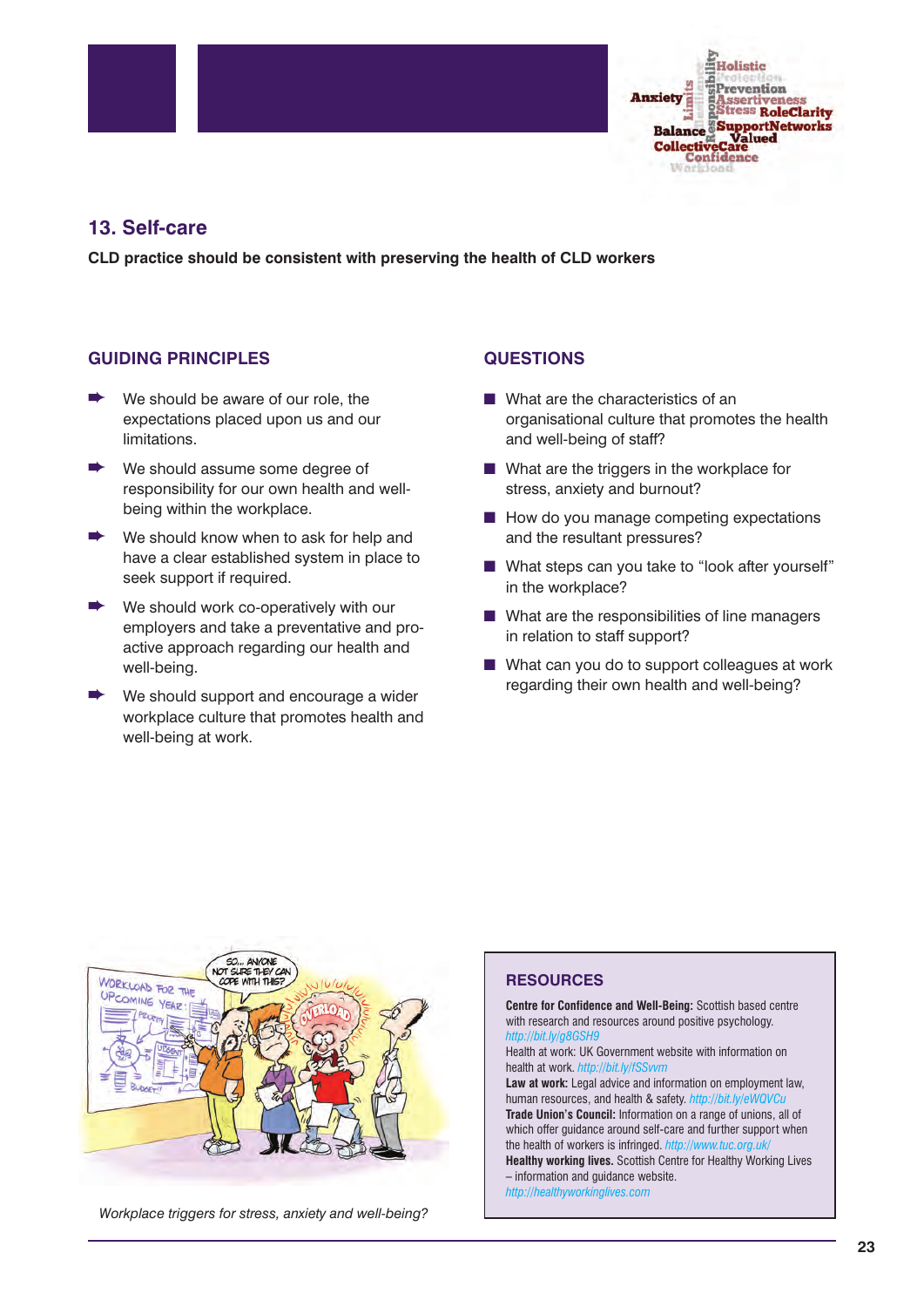## 13. Self-care

**CLD practice should be consistent with preserving the health of CLD workers**

### GUIDING PRINCIPLES

- We should be aware of our role, the expectations placed upon us and our limitations.
- We should assume some degree of responsibility for our own health and well-being within the workplace.
- We should know when to ask for help and have a clear established system in place to seek support if required.
- We should work co-operatively with our employers and take a preventative and pro-active approach regarding our health and well-being.
- We should support and encourage a wider workplace culture that promotes health and well-being at work.

### QUESTIONS

- What are the characteristics of an organisational culture that promotes the health and well-being of staff?
- What are the triggers in the workplace for stress, anxiety and burnout?
- How do you manage competing expectations and the resultant pressures?
- What steps can you take to "look after yourself" in the workplace?
- What are the responsibilities of line managers in relation to staff support?
- What can you do to support colleagues at work regarding their own health and well-being?

*Workplace triggers for stress, anxiety and well-being?*

### RESOURCES

**Centre for Confidence and Well-Being:** Scottish based centre with research and resources around positive psychology. http://bit.ly/g8GSH9

Health at work: UK Government website with information on health at work. http://bit.ly/fSSvvm

**Law at work:** Legal advice and information on employment law, human resources, and health & safety. http://bit.ly/eWQVCu

**Trade Union's Council:** Information on a range of unions, all of which offer guidance around self-care and further support when the health of workers is infringed. http://www.tuc.org.uk/

**Healthy working lives.** Scottish Centre for Healthy Working Lives – information and guidance website. http://healthyworkinglives.com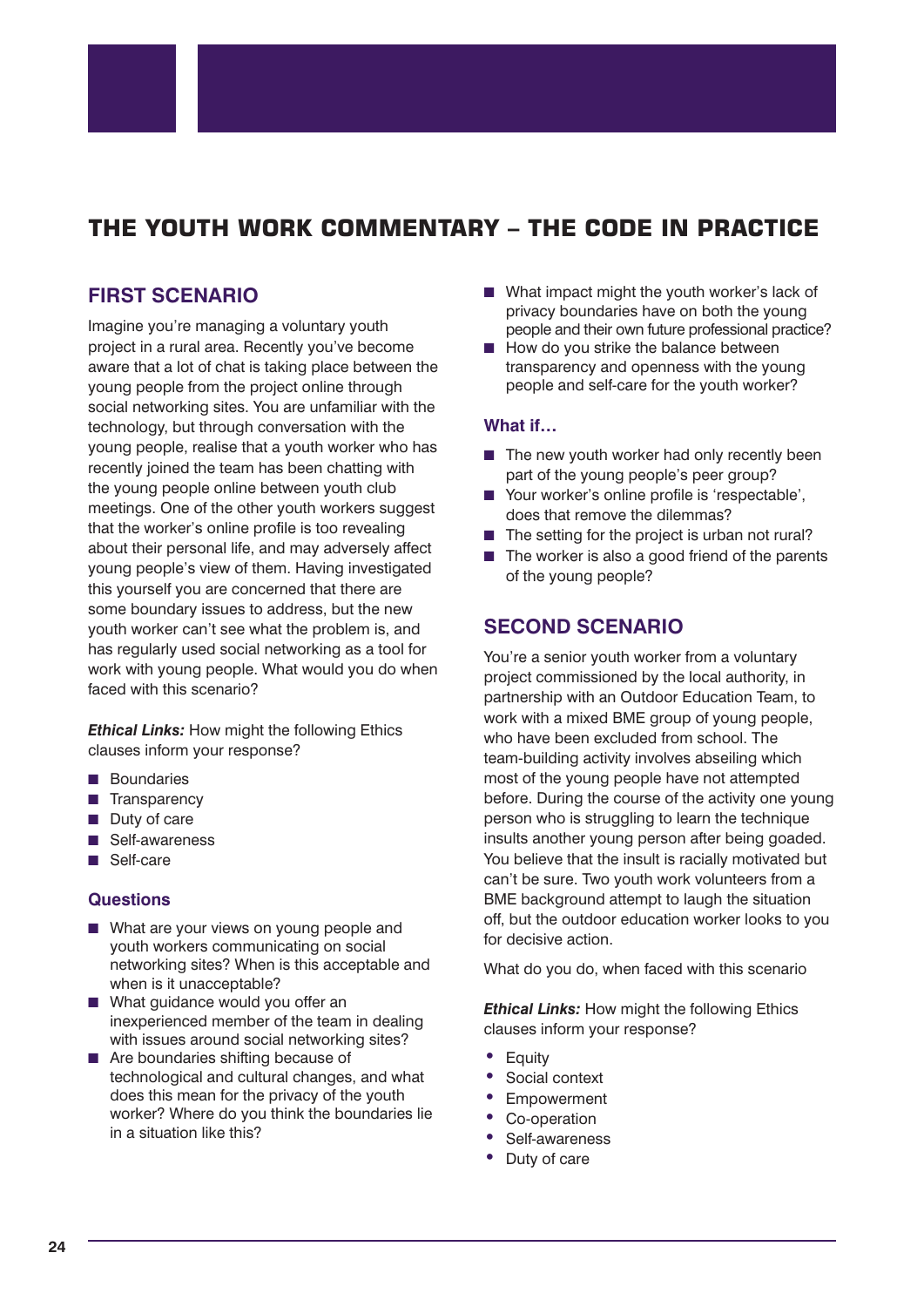# THE YOUTH WORK COMMENTARY – THE CODE IN PRACTICE

## FIRST SCENARIO

Imagine you're managing a voluntary youth project in a rural area. Recently you've become aware that a lot of chat is taking place between the young people from the project online through social networking sites. You are unfamiliar with the technology, but through conversation with the young people, realise that a youth worker who has recently joined the team has been chatting with the young people online between youth club meetings. One of the other youth workers suggest that the worker's online profile is too revealing about their personal life, and may adversely affect young people's view of them. Having investigated this yourself you are concerned that there are some boundary issues to address, but the new youth worker can't see what the problem is, and has regularly used social networking as a tool for work with young people. What would you do when faced with this scenario?

***Ethical Links:*** How might the following Ethics clauses inform your response?

- Boundaries
- Transparency
- Duty of care
- Self-awareness
- Self-care

### Questions

- What are your views on young people and youth workers communicating on social networking sites? When is this acceptable and when is it unacceptable?
- What guidance would you offer an inexperienced member of the team in dealing with issues around social networking sites?
- Are boundaries shifting because of technological and cultural changes, and what does this mean for the privacy of the youth worker? Where do you think the boundaries lie in a situation like this?
- What impact might the youth worker's lack of privacy boundaries have on both the young people and their own future professional practice?
- How do you strike the balance between transparency and openness with the young people and self-care for the youth worker?

### What if…

- The new youth worker had only recently been part of the young people's peer group?
- Your worker's online profile is 'respectable', does that remove the dilemmas?
- The setting for the project is urban not rural?
- The worker is also a good friend of the parents of the young people?

## SECOND SCENARIO

You're a senior youth worker from a voluntary project commissioned by the local authority, in partnership with an Outdoor Education Team, to work with a mixed BME group of young people, who have been excluded from school. The team-building activity involves abseiling which most of the young people have not attempted before. During the course of the activity one young person who is struggling to learn the technique insults another young person after being goaded. You believe that the insult is racially motivated but can't be sure. Two youth work volunteers from a BME background attempt to laugh the situation off, but the outdoor education worker looks to you for decisive action.

What do you do, when faced with this scenario

***Ethical Links:*** How might the following Ethics clauses inform your response?

- Equity
- Social context
- Empowerment
- Co-operation
- Self-awareness
- Duty of care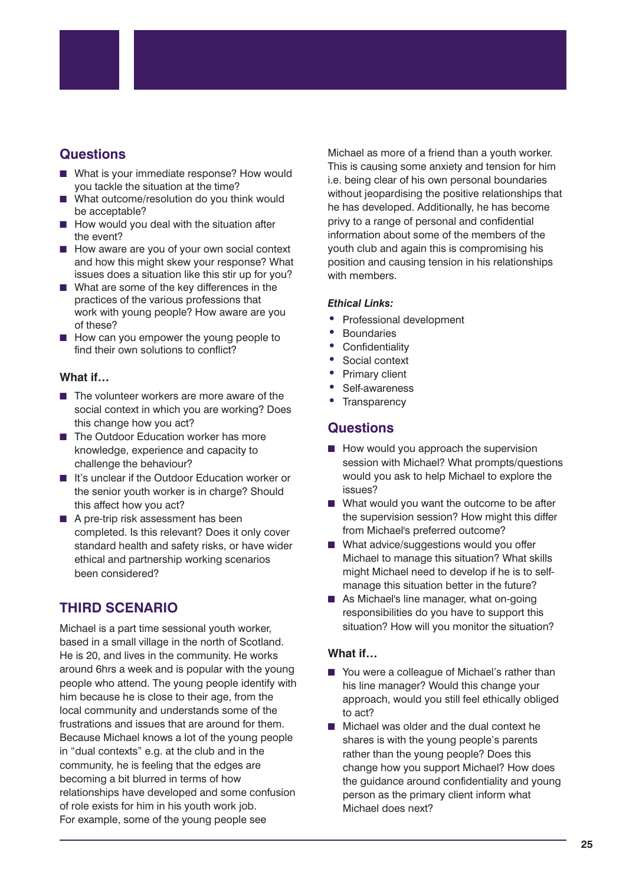## Questions

- What is your immediate response? How would you tackle the situation at the time?
- What outcome/resolution do you think would be acceptable?
- How would you deal with the situation after the event?
- How aware are you of your own social context and how this might skew your response? What issues does a situation like this stir up for you?
- What are some of the key differences in the practices of the various professions that work with young people? How aware are you of these?
- How can you empower the young people to find their own solutions to conflict?

### What if…

- The volunteer workers are more aware of the social context in which you are working? Does this change how you act?
- The Outdoor Education worker has more knowledge, experience and capacity to challenge the behaviour?
- It's unclear if the Outdoor Education worker or the senior youth worker is in charge? Should this affect how you act?
- A pre-trip risk assessment has been completed. Is this relevant? Does it only cover standard health and safety risks, or have wider ethical and partnership working scenarios been considered?

## THIRD SCENARIO

Michael is a part time sessional youth worker, based in a small village in the north of Scotland. He is 20, and lives in the community. He works around 6hrs a week and is popular with the young people who attend. The young people identify with him because he is close to their age, from the local community and understands some of the frustrations and issues that are around for them. Because Michael knows a lot of the young people in "dual contexts" e.g. at the club and in the community, he is feeling that the edges are becoming a bit blurred in terms of how relationships have developed and some confusion of role exists for him in his youth work job. For example, some of the young people see Michael as more of a friend than a youth worker. This is causing some anxiety and tension for him i.e. being clear of his own personal boundaries without jeopardising the positive relationships that he has developed. Additionally, he has become privy to a range of personal and confidential information about some of the members of the youth club and again this is compromising his position and causing tension in his relationships with members.

***Ethical Links:***

- Professional development
- Boundaries
- Confidentiality
- Social context
- Primary client
- Self-awareness
- Transparency

## Questions

- How would you approach the supervision session with Michael? What prompts/questions would you ask to help Michael to explore the issues?
- What would you want the outcome to be after the supervision session? How might this differ from Michael's preferred outcome?
- What advice/suggestions would you offer Michael to manage this situation? What skills might Michael need to develop if he is to self-manage this situation better in the future?
- As Michael's line manager, what on-going responsibilities do you have to support this situation? How will you monitor the situation?

### What if…

- You were a colleague of Michael's rather than his line manager? Would this change your approach, would you still feel ethically obliged to act?
- Michael was older and the dual context he shares is with the young people's parents rather than the young people? Does this change how you support Michael? How does the guidance around confidentiality and young person as the primary client inform what Michael does next?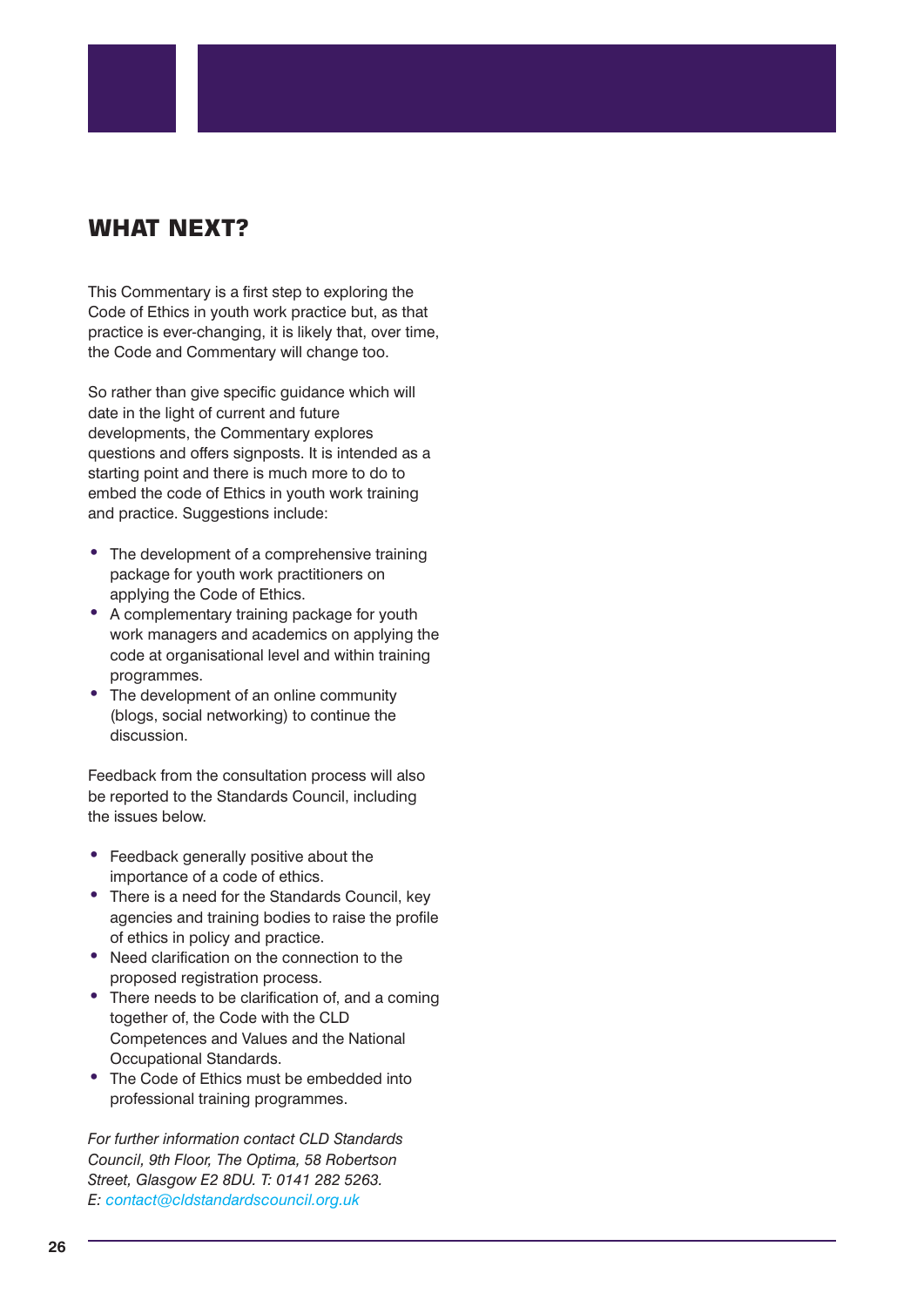## WHAT NEXT?

This Commentary is a first step to exploring the Code of Ethics in youth work practice but, as that practice is ever-changing, it is likely that, over time, the Code and Commentary will change too.

So rather than give specific guidance which will date in the light of current and future developments, the Commentary explores questions and offers signposts. It is intended as a starting point and there is much more to do to embed the code of Ethics in youth work training and practice. Suggestions include:

- The development of a comprehensive training package for youth work practitioners on applying the Code of Ethics.
- A complementary training package for youth work managers and academics on applying the code at organisational level and within training programmes.
- The development of an online community (blogs, social networking) to continue the discussion.

Feedback from the consultation process will also be reported to the Standards Council, including the issues below.

- Feedback generally positive about the importance of a code of ethics.
- There is a need for the Standards Council, key agencies and training bodies to raise the profile of ethics in policy and practice.
- Need clarification on the connection to the proposed registration process.
- There needs to be clarification of, and a coming together of, the Code with the CLD Competences and Values and the National Occupational Standards.
- The Code of Ethics must be embedded into professional training programmes.

*For further information contact CLD Standards Council, 9th Floor, The Optima, 58 Robertson Street, Glasgow E2 8DU. T: 0141 282 5263. E: contact@cldstandardscouncil.org.uk*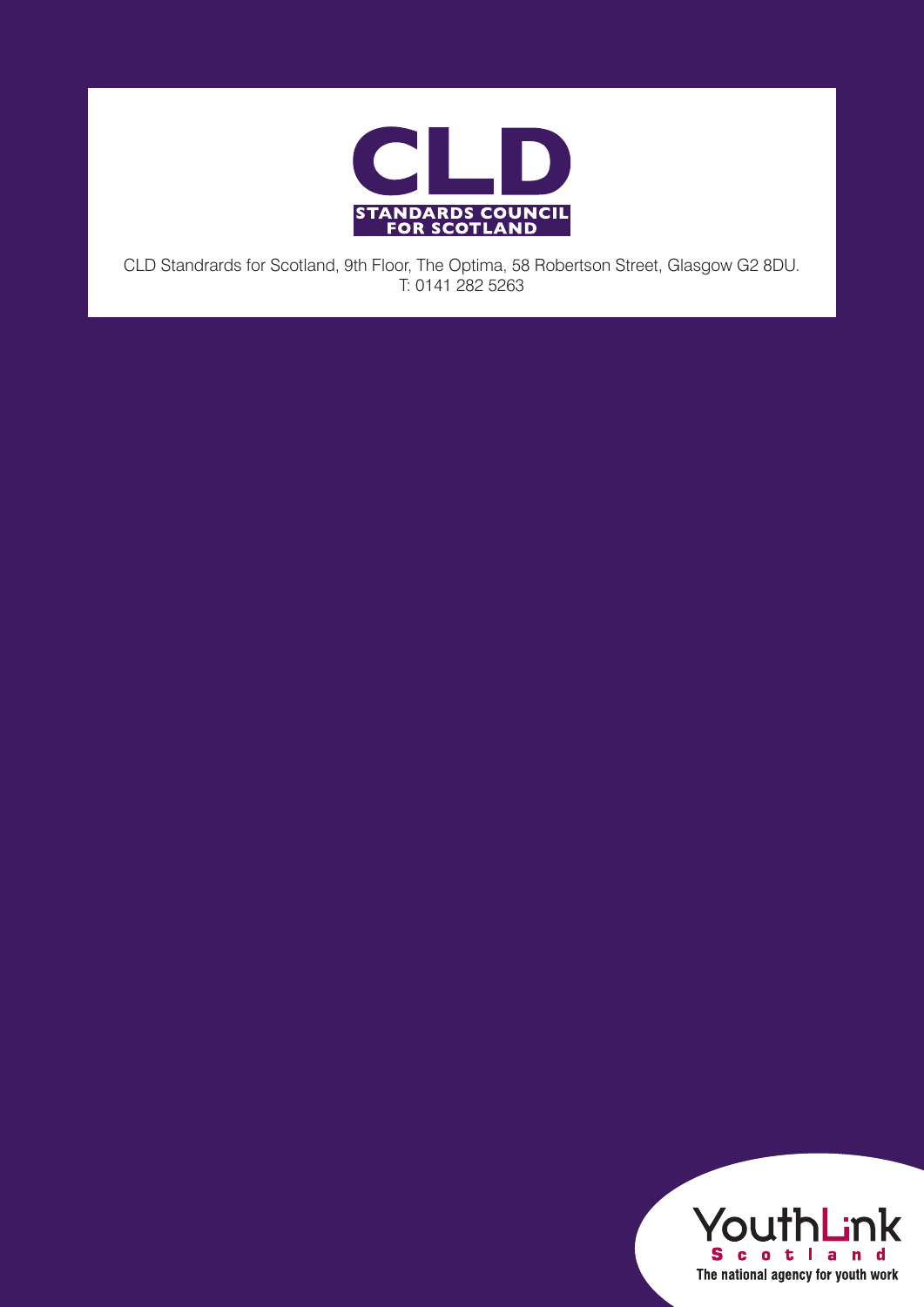CLD

STANDARDS COUNCIL FOR SCOTLAND

CLD Standrards for Scotland, 9th Floor, The Optima, 58 Robertson Street, Glasgow G2 8DU.
T: 0141 282 5263

YouthLink Scotland

The national agency for youth work